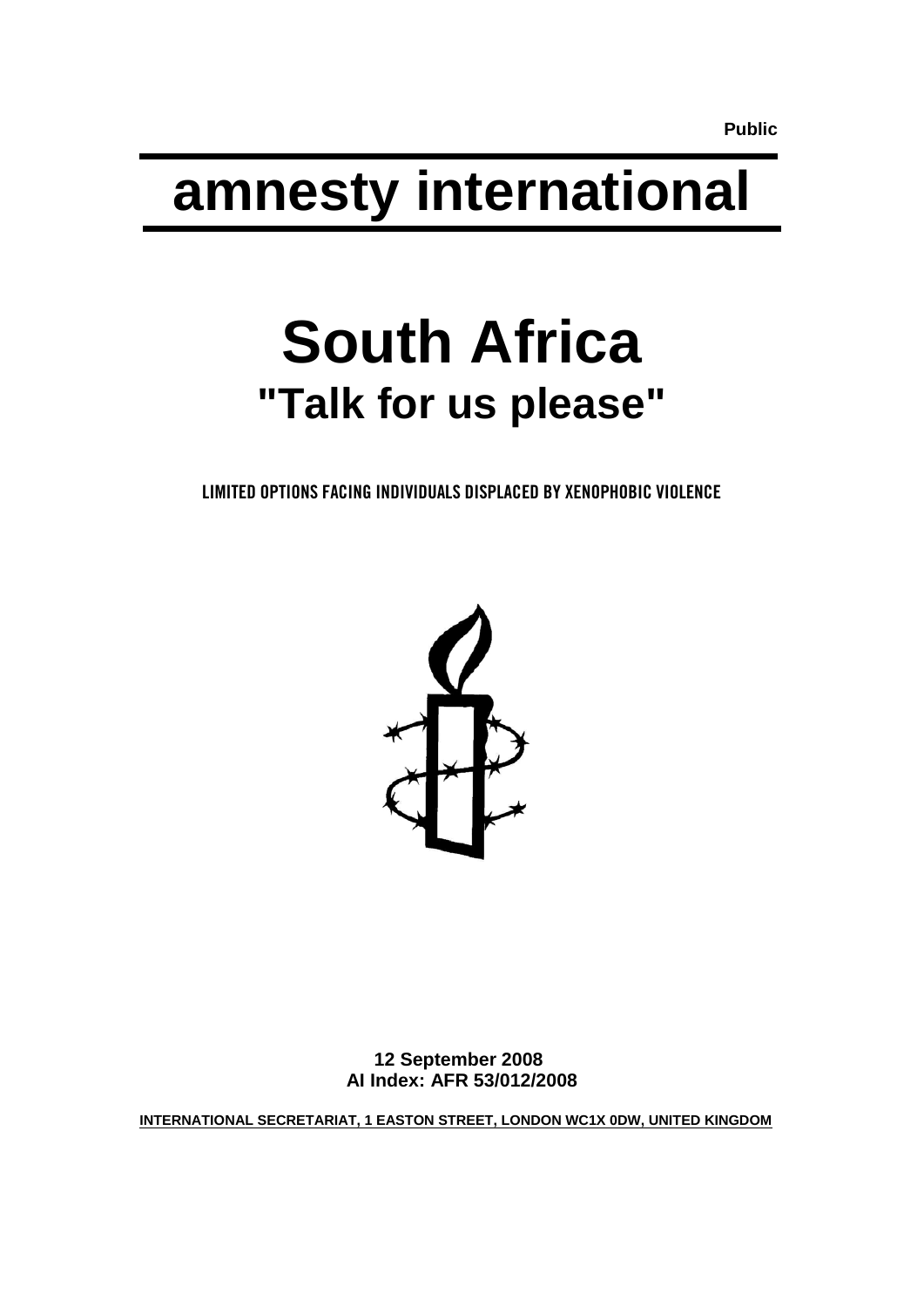Public

# amnesty international

# South Africa

## "Talk for us please"

LIMITED OPTIONS FACING INDIVIDUALS DISPLACED BY XENOPHOBIC VIOLENCE

**12 September 2008**
**AI Index: AFR 53/012/2008**

INTERNATIONAL SECRETARIAT, 1 EASTON STREET, LONDON WC1X 0DW, UNITED KINGDOM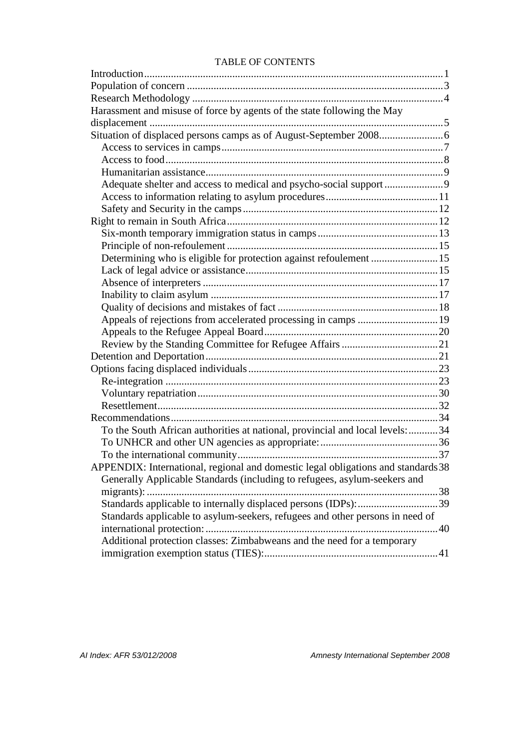TABLE OF CONTENTS

- Introduction ... 1
- Population of concern ... 3
- Research Methodology ... 4
- Harassment and misuse of force by agents of the state following the May displacement ... 5
- Situation of displaced persons camps as of August-September 2008 ... 6
  - Access to services in camps ... 7
  - Access to food ... 8
  - Humanitarian assistance ... 9
  - Adequate shelter and access to medical and psycho-social support ... 9
  - Access to information relating to asylum procedures ... 11
  - Safety and Security in the camps ... 12
- Right to remain in South Africa ... 12
  - Six-month temporary immigration status in camps ... 13
  - Principle of non-refoulement ... 15
  - Determining who is eligible for protection against refoulement ... 15
  - Lack of legal advice or assistance ... 15
  - Absence of interpreters ... 17
  - Inability to claim asylum ... 17
  - Quality of decisions and mistakes of fact ... 18
  - Appeals of rejections from accelerated processing in camps ... 19
  - Appeals to the Refugee Appeal Board ... 20
  - Review by the Standing Committee for Refugee Affairs ... 21
- Detention and Deportation ... 21
- Options facing displaced individuals ... 23
  - Re-integration ... 23
  - Voluntary repatriation ... 30
  - Resettlement ... 32
- Recommendations ... 34
  - To the South African authorities at national, provincial and local levels: ... 34
  - To UNHCR and other UN agencies as appropriate: ... 36
  - To the international community ... 37
- APPENDIX: International, regional and domestic legal obligations and standards ... 38
  - Generally Applicable Standards (including to refugees, asylum-seekers and migrants): ... 38
  - Standards applicable to internally displaced persons (IDPs): ... 39
  - Standards applicable to asylum-seekers, refugees and other persons in need of international protection: ... 40
  - Additional protection classes: Zimbabweans and the need for a temporary immigration exemption status (TIES): ... 41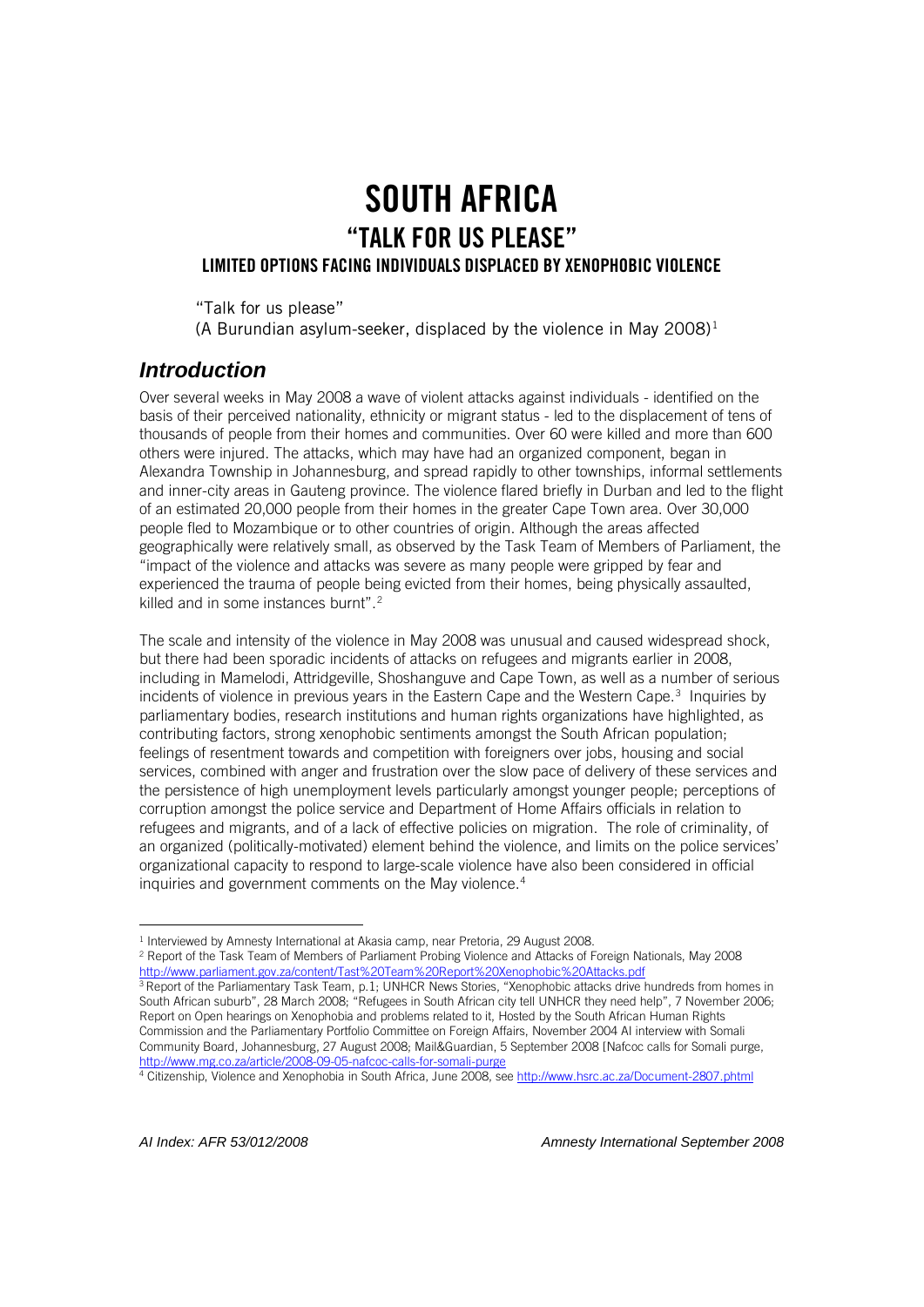# SOUTH AFRICA

## "TALK FOR US PLEASE"

### LIMITED OPTIONS FACING INDIVIDUALS DISPLACED BY XENOPHOBIC VIOLENCE

"Talk for us please"
(A Burundian asylum-seeker, displaced by the violence in May 2008)[1]

## *Introduction*

Over several weeks in May 2008 a wave of violent attacks against individuals - identified on the basis of their perceived nationality, ethnicity or migrant status - led to the displacement of tens of thousands of people from their homes and communities. Over 60 were killed and more than 600 others were injured. The attacks, which may have had an organized component, began in Alexandra Township in Johannesburg, and spread rapidly to other townships, informal settlements and inner-city areas in Gauteng province. The violence flared briefly in Durban and led to the flight of an estimated 20,000 people from their homes in the greater Cape Town area. Over 30,000 people fled to Mozambique or to other countries of origin. Although the areas affected geographically were relatively small, as observed by the Task Team of Members of Parliament, the "impact of the violence and attacks was severe as many people were gripped by fear and experienced the trauma of people being evicted from their homes, being physically assaulted, killed and in some instances burnt".[2]

The scale and intensity of the violence in May 2008 was unusual and caused widespread shock, but there had been sporadic incidents of attacks on refugees and migrants earlier in 2008, including in Mamelodi, Attridgeville, Shoshanguve and Cape Town, as well as a number of serious incidents of violence in previous years in the Eastern Cape and the Western Cape.[3] Inquiries by parliamentary bodies, research institutions and human rights organizations have highlighted, as contributing factors, strong xenophobic sentiments amongst the South African population; feelings of resentment towards and competition with foreigners over jobs, housing and social services, combined with anger and frustration over the slow pace of delivery of these services and the persistence of high unemployment levels particularly amongst younger people; perceptions of corruption amongst the police service and Department of Home Affairs officials in relation to refugees and migrants, and of a lack of effective policies on migration. The role of criminality, of an organized (politically-motivated) element behind the violence, and limits on the police services' organizational capacity to respond to large-scale violence have also been considered in official inquiries and government comments on the May violence.[4]

---

[1] Interviewed by Amnesty International at Akasia camp, near Pretoria, 29 August 2008.

[2] Report of the Task Team of Members of Parliament Probing Violence and Attacks of Foreign Nationals, May 2008 http://www.parliament.gov.za/content/Tast%20Team%20Report%20Xenophobic%20Attacks.pdf

[3] Report of the Parliamentary Task Team, p.1; UNHCR News Stories, "Xenophobic attacks drive hundreds from homes in South African suburb", 28 March 2008; "Refugees in South African city tell UNHCR they need help", 7 November 2006; Report on Open hearings on Xenophobia and problems related to it, Hosted by the South African Human Rights Commission and the Parliamentary Portfolio Committee on Foreign Affairs, November 2004 AI interview with Somali Community Board, Johannesburg, 27 August 2008; Mail&Guardian, 5 September 2008 [Nafcoc calls for Somali purge, http://www.mg.co.za/article/2008-09-05-nafcoc-calls-for-somali-purge

[4] Citizenship, Violence and Xenophobia in South Africa, June 2008, see http://www.hsrc.ac.za/Document-2807.phtml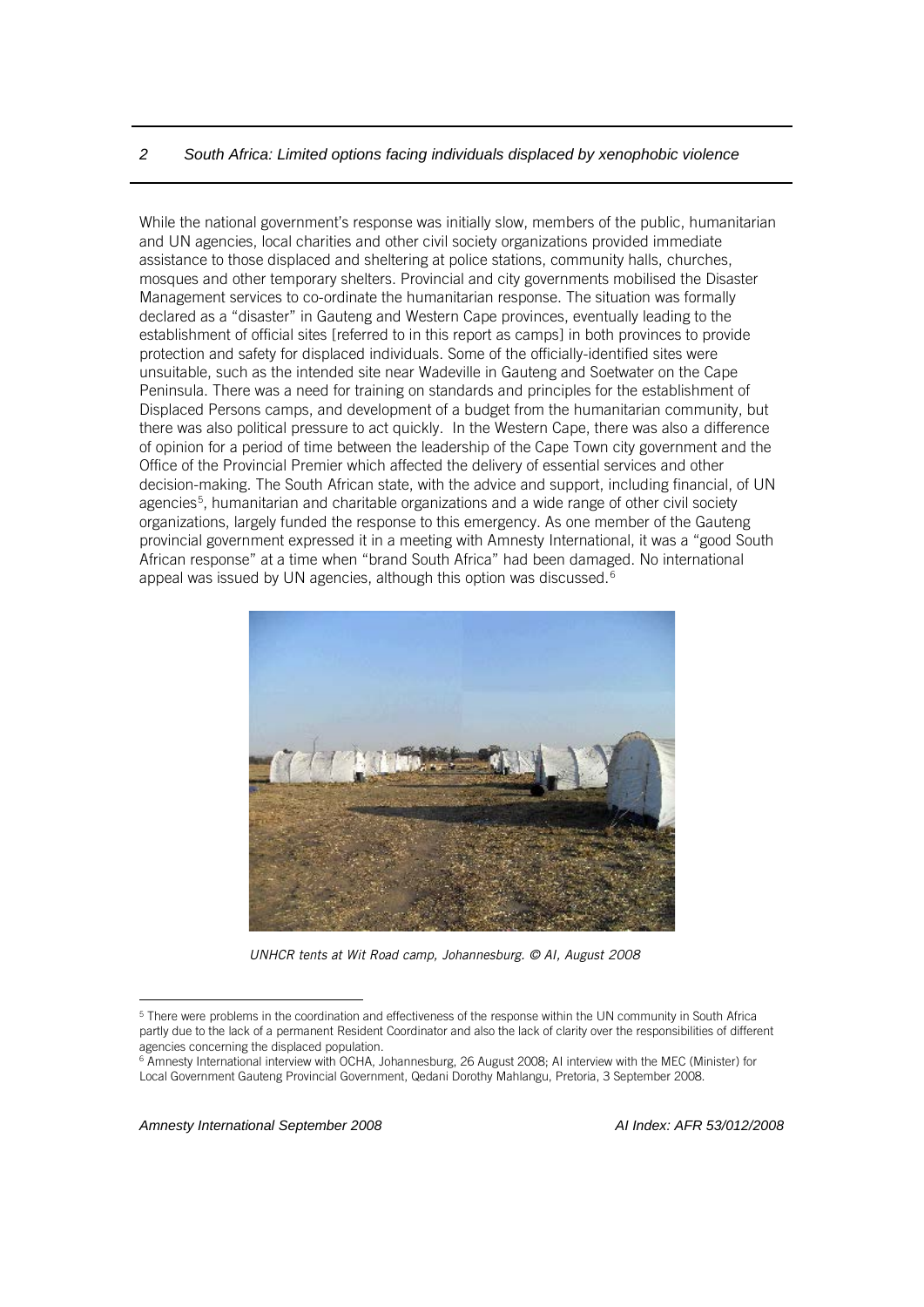While the national government's response was initially slow, members of the public, humanitarian and UN agencies, local charities and other civil society organizations provided immediate assistance to those displaced and sheltering at police stations, community halls, churches, mosques and other temporary shelters. Provincial and city governments mobilised the Disaster Management services to co-ordinate the humanitarian response. The situation was formally declared as a "disaster" in Gauteng and Western Cape provinces, eventually leading to the establishment of official sites [referred to in this report as camps] in both provinces to provide protection and safety for displaced individuals. Some of the officially-identified sites were unsuitable, such as the intended site near Wadeville in Gauteng and Soetwater on the Cape Peninsula. There was a need for training on standards and principles for the establishment of Displaced Persons camps, and development of a budget from the humanitarian community, but there was also political pressure to act quickly. In the Western Cape, there was also a difference of opinion for a period of time between the leadership of the Cape Town city government and the Office of the Provincial Premier which affected the delivery of essential services and other decision-making. The South African state, with the advice and support, including financial, of UN agencies[5], humanitarian and charitable organizations and a wide range of other civil society organizations, largely funded the response to this emergency. As one member of the Gauteng provincial government expressed it in a meeting with Amnesty International, it was a "good South African response" at a time when "brand South Africa" had been damaged. No international appeal was issued by UN agencies, although this option was discussed.[6]

*UNHCR tents at Wit Road camp, Johannesburg. © AI, August 2008*

[5] There were problems in the coordination and effectiveness of the response within the UN community in South Africa partly due to the lack of a permanent Resident Coordinator and also the lack of clarity over the responsibilities of different agencies concerning the displaced population.

[6] Amnesty International interview with OCHA, Johannesburg, 26 August 2008; AI interview with the MEC (Minister) for Local Government Gauteng Provincial Government, Qedani Dorothy Mahlangu, Pretoria, 3 September 2008.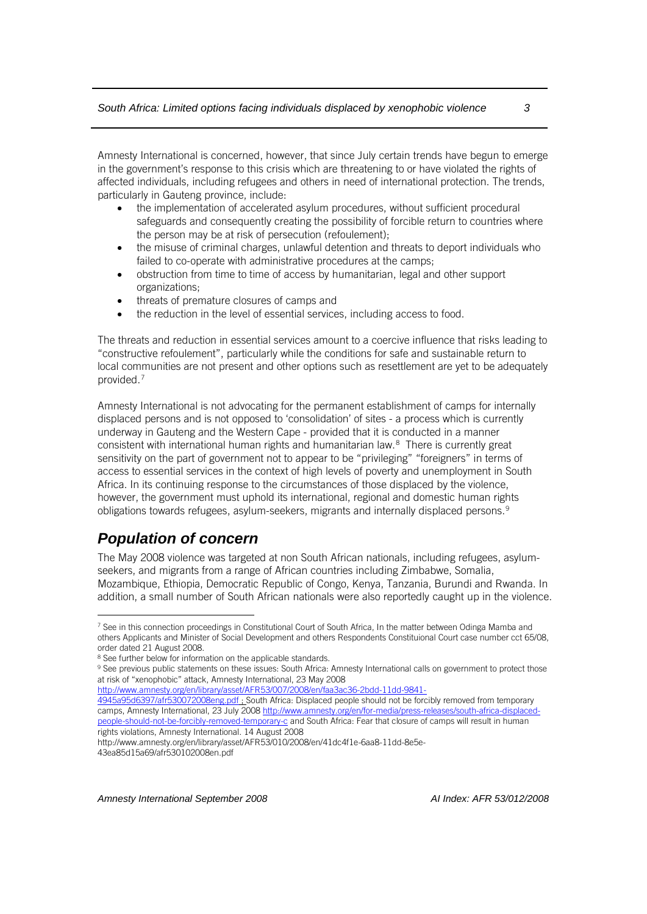Amnesty International is concerned, however, that since July certain trends have begun to emerge in the government's response to this crisis which are threatening to or have violated the rights of affected individuals, including refugees and others in need of international protection. The trends, particularly in Gauteng province, include:

- the implementation of accelerated asylum procedures, without sufficient procedural safeguards and consequently creating the possibility of forcible return to countries where the person may be at risk of persecution (refoulement);
- the misuse of criminal charges, unlawful detention and threats to deport individuals who failed to co-operate with administrative procedures at the camps;
- obstruction from time to time of access by humanitarian, legal and other support organizations;
- threats of premature closures of camps and
- the reduction in the level of essential services, including access to food.

The threats and reduction in essential services amount to a coercive influence that risks leading to "constructive refoulement", particularly while the conditions for safe and sustainable return to local communities are not present and other options such as resettlement are yet to be adequately provided.[7]

Amnesty International is not advocating for the permanent establishment of camps for internally displaced persons and is not opposed to 'consolidation' of sites - a process which is currently underway in Gauteng and the Western Cape - provided that it is conducted in a manner consistent with international human rights and humanitarian law.[8] There is currently great sensitivity on the part of government not to appear to be "privileging" "foreigners" in terms of access to essential services in the context of high levels of poverty and unemployment in South Africa. In its continuing response to the circumstances of those displaced by the violence, however, the government must uphold its international, regional and domestic human rights obligations towards refugees, asylum-seekers, migrants and internally displaced persons.[9]

## Population of concern

The May 2008 violence was targeted at non South African nationals, including refugees, asylum-seekers, and migrants from a range of African countries including Zimbabwe, Somalia, Mozambique, Ethiopia, Democratic Republic of Congo, Kenya, Tanzania, Burundi and Rwanda. In addition, a small number of South African nationals were also reportedly caught up in the violence.

---

[7] See in this connection proceedings in Constitutional Court of South Africa, In the matter between Odinga Mamba and others Applicants and Minister of Social Development and others Respondents Constituional Court case number cct 65/08, order dated 21 August 2008.

[8] See further below for information on the applicable standards.

[9] See previous public statements on these issues: South Africa: Amnesty International calls on government to protect those at risk of "xenophobic" attack, Amnesty International, 23 May 2008 http://www.amnesty.org/en/library/asset/AFR53/007/2008/en/faa3ac36-2bdd-11dd-9841-4945a95d6397/afr530072008eng.pdf ; South Africa: Displaced people should not be forcibly removed from temporary camps, Amnesty International, 23 July 2008 http://www.amnesty.org/en/for-media/press-releases/south-africa-displaced-people-should-not-be-forcibly-removed-temporary-c and South Africa: Fear that closure of camps will result in human rights violations, Amnesty International. 14 August 2008 http://www.amnesty.org/en/library/asset/AFR53/010/2008/en/41dc4f1e-6aa8-11dd-8e5e-43ea85d15a69/afr530102008en.pdf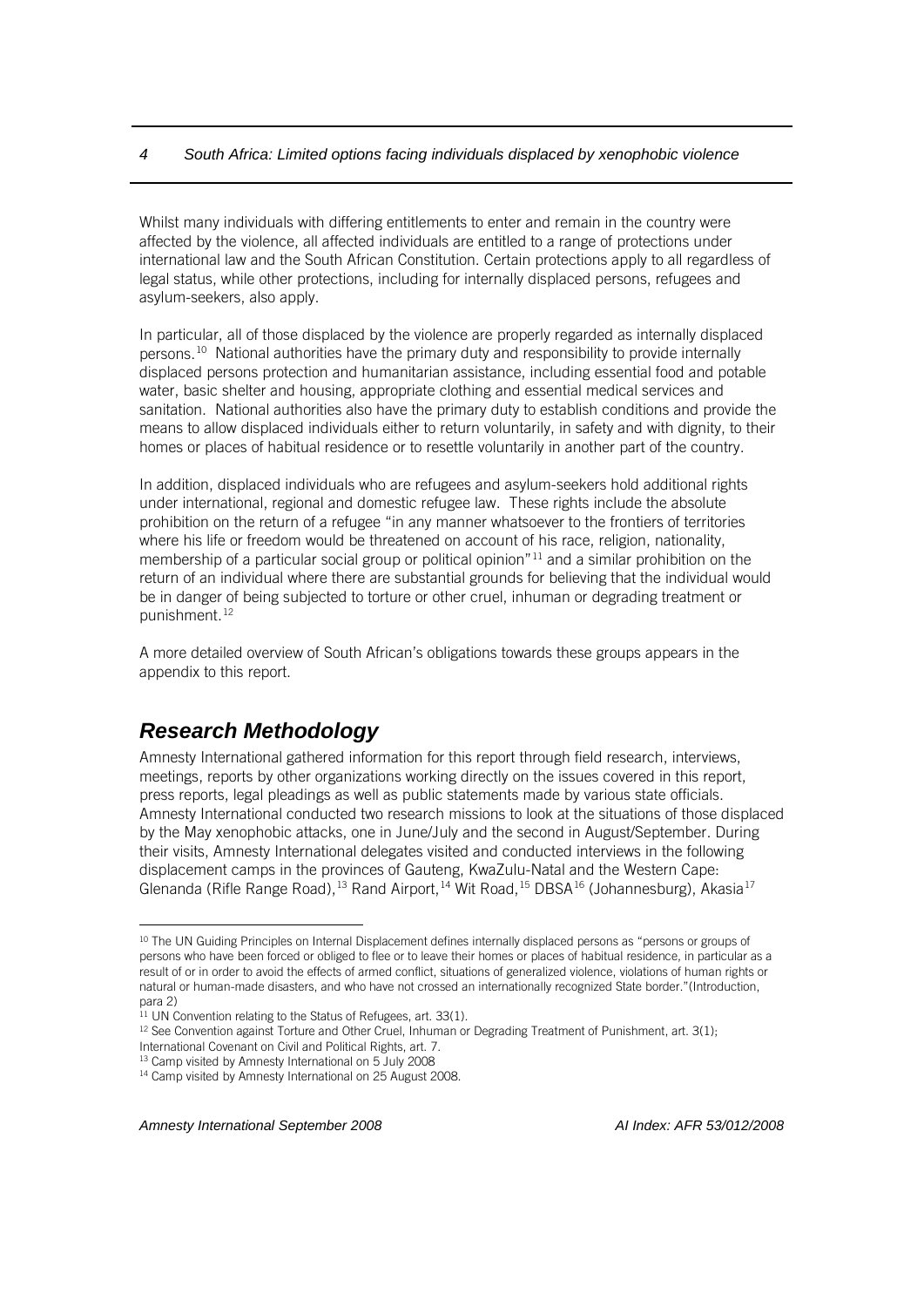Whilst many individuals with differing entitlements to enter and remain in the country were affected by the violence, all affected individuals are entitled to a range of protections under international law and the South African Constitution. Certain protections apply to all regardless of legal status, while other protections, including for internally displaced persons, refugees and asylum-seekers, also apply.

In particular, all of those displaced by the violence are properly regarded as internally displaced persons.[10] National authorities have the primary duty and responsibility to provide internally displaced persons protection and humanitarian assistance, including essential food and potable water, basic shelter and housing, appropriate clothing and essential medical services and sanitation. National authorities also have the primary duty to establish conditions and provide the means to allow displaced individuals either to return voluntarily, in safety and with dignity, to their homes or places of habitual residence or to resettle voluntarily in another part of the country.

In addition, displaced individuals who are refugees and asylum-seekers hold additional rights under international, regional and domestic refugee law. These rights include the absolute prohibition on the return of a refugee "in any manner whatsoever to the frontiers of territories where his life or freedom would be threatened on account of his race, religion, nationality, membership of a particular social group or political opinion"[11] and a similar prohibition on the return of an individual where there are substantial grounds for believing that the individual would be in danger of being subjected to torture or other cruel, inhuman or degrading treatment or punishment.[12]

A more detailed overview of South African's obligations towards these groups appears in the appendix to this report.

## Research Methodology

Amnesty International gathered information for this report through field research, interviews, meetings, reports by other organizations working directly on the issues covered in this report, press reports, legal pleadings as well as public statements made by various state officials. Amnesty International conducted two research missions to look at the situations of those displaced by the May xenophobic attacks, one in June/July and the second in August/September. During their visits, Amnesty International delegates visited and conducted interviews in the following displacement camps in the provinces of Gauteng, KwaZulu-Natal and the Western Cape: Glenanda (Rifle Range Road),[13] Rand Airport,[14] Wit Road,[15] DBSA[16] (Johannesburg), Akasia[17]

---

[10] The UN Guiding Principles on Internal Displacement defines internally displaced persons as "persons or groups of persons who have been forced or obliged to flee or to leave their homes or places of habitual residence, in particular as a result of or in order to avoid the effects of armed conflict, situations of generalized violence, violations of human rights or natural or human-made disasters, and who have not crossed an internationally recognized State border."(Introduction, para 2)

[11] UN Convention relating to the Status of Refugees, art. 33(1).

[12] See Convention against Torture and Other Cruel, Inhuman or Degrading Treatment of Punishment, art. 3(1); International Covenant on Civil and Political Rights, art. 7.

[13] Camp visited by Amnesty International on 5 July 2008

[14] Camp visited by Amnesty International on 25 August 2008.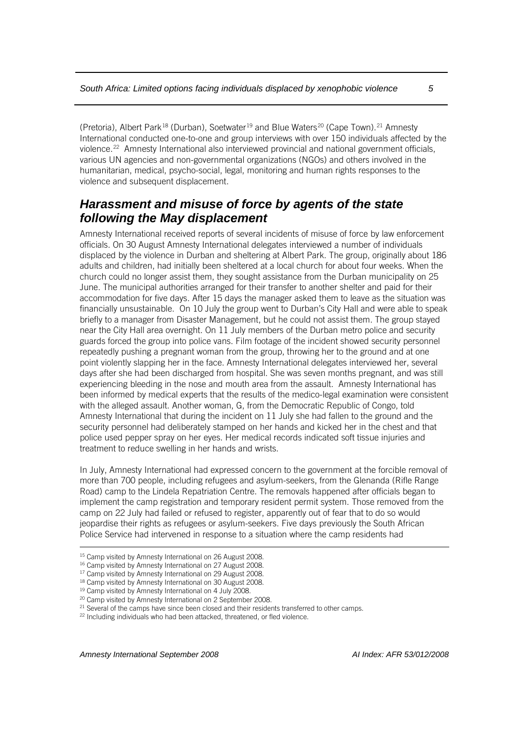(Pretoria), Albert Park[18] (Durban), Soetwater[19] and Blue Waters[20] (Cape Town).[21] Amnesty International conducted one-to-one and group interviews with over 150 individuals affected by the violence.[22] Amnesty International also interviewed provincial and national government officials, various UN agencies and non-governmental organizations (NGOs) and others involved in the humanitarian, medical, psycho-social, legal, monitoring and human rights responses to the violence and subsequent displacement.

## *Harassment and misuse of force by agents of the state following the May displacement*

Amnesty International received reports of several incidents of misuse of force by law enforcement officials. On 30 August Amnesty International delegates interviewed a number of individuals displaced by the violence in Durban and sheltering at Albert Park. The group, originally about 186 adults and children, had initially been sheltered at a local church for about four weeks. When the church could no longer assist them, they sought assistance from the Durban municipality on 25 June. The municipal authorities arranged for their transfer to another shelter and paid for their accommodation for five days. After 15 days the manager asked them to leave as the situation was financially unsustainable. On 10 July the group went to Durban's City Hall and were able to speak briefly to a manager from Disaster Management, but he could not assist them. The group stayed near the City Hall area overnight. On 11 July members of the Durban metro police and security guards forced the group into police vans. Film footage of the incident showed security personnel repeatedly pushing a pregnant woman from the group, throwing her to the ground and at one point violently slapping her in the face. Amnesty International delegates interviewed her, several days after she had been discharged from hospital. She was seven months pregnant, and was still experiencing bleeding in the nose and mouth area from the assault. Amnesty International has been informed by medical experts that the results of the medico-legal examination were consistent with the alleged assault. Another woman, G, from the Democratic Republic of Congo, told Amnesty International that during the incident on 11 July she had fallen to the ground and the security personnel had deliberately stamped on her hands and kicked her in the chest and that police used pepper spray on her eyes. Her medical records indicated soft tissue injuries and treatment to reduce swelling in her hands and wrists.

In July, Amnesty International had expressed concern to the government at the forcible removal of more than 700 people, including refugees and asylum-seekers, from the Glenanda (Rifle Range Road) camp to the Lindela Repatriation Centre. The removals happened after officials began to implement the camp registration and temporary resident permit system. Those removed from the camp on 22 July had failed or refused to register, apparently out of fear that to do so would jeopardise their rights as refugees or asylum-seekers. Five days previously the South African Police Service had intervened in response to a situation where the camp residents had

---

[15] Camp visited by Amnesty International on 26 August 2008.

[16] Camp visited by Amnesty International on 27 August 2008.

[17] Camp visited by Amnesty International on 29 August 2008.

[18] Camp visited by Amnesty International on 30 August 2008.

[19] Camp visited by Amnesty International on 4 July 2008.

[20] Camp visited by Amnesty International on 2 September 2008.

[21] Several of the camps have since been closed and their residents transferred to other camps.

[22] Including individuals who had been attacked, threatened, or fled violence.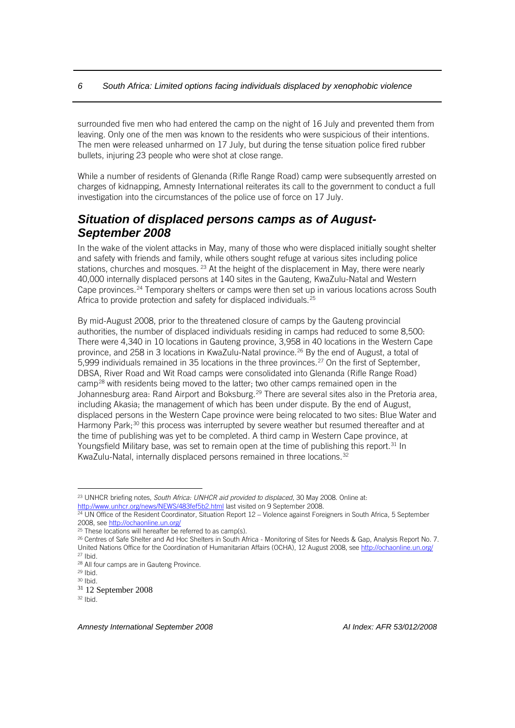surrounded five men who had entered the camp on the night of 16 July and prevented them from leaving. Only one of the men was known to the residents who were suspicious of their intentions. The men were released unharmed on 17 July, but during the tense situation police fired rubber bullets, injuring 23 people who were shot at close range.

While a number of residents of Glenanda (Rifle Range Road) camp were subsequently arrested on charges of kidnapping, Amnesty International reiterates its call to the government to conduct a full investigation into the circumstances of the police use of force on 17 July.

## *Situation of displaced persons camps as of August-September 2008*

In the wake of the violent attacks in May, many of those who were displaced initially sought shelter and safety with friends and family, while others sought refuge at various sites including police stations, churches and mosques. [23] At the height of the displacement in May, there were nearly 40,000 internally displaced persons at 140 sites in the Gauteng, KwaZulu-Natal and Western Cape provinces.[24] Temporary shelters or camps were then set up in various locations across South Africa to provide protection and safety for displaced individuals.[25]

By mid-August 2008, prior to the threatened closure of camps by the Gauteng provincial authorities, the number of displaced individuals residing in camps had reduced to some 8,500: There were 4,340 in 10 locations in Gauteng province, 3,958 in 40 locations in the Western Cape province, and 258 in 3 locations in KwaZulu-Natal province.[26] By the end of August, a total of 5,999 individuals remained in 35 locations in the three provinces.[27] On the first of September, DBSA, River Road and Wit Road camps were consolidated into Glenanda (Rifle Range Road) camp[28] with residents being moved to the latter; two other camps remained open in the Johannesburg area: Rand Airport and Boksburg.[29] There are several sites also in the Pretoria area, including Akasia; the management of which has been under dispute. By the end of August, displaced persons in the Western Cape province were being relocated to two sites: Blue Water and Harmony Park;[30] this process was interrupted by severe weather but resumed thereafter and at the time of publishing was yet to be completed. A third camp in Western Cape province, at Youngsfield Military base, was set to remain open at the time of publishing this report.[31] In KwaZulu-Natal, internally displaced persons remained in three locations.[32]

---

[23] UNHCR briefing notes, *South Africa: UNHCR aid provided to displaced*, 30 May 2008. Online at: http://www.unhcr.org/news/NEWS/483fef5b2.html last visited on 9 September 2008.

[24] UN Office of the Resident Coordinator, Situation Report 12 – Violence against Foreigners in South Africa, 5 September 2008, see http://ochaonline.un.org/

[25] These locations will hereafter be referred to as camp(s).

[26] Centres of Safe Shelter and Ad Hoc Shelters in South Africa - Monitoring of Sites for Needs & Gap, Analysis Report No. 7. United Nations Office for the Coordination of Humanitarian Affairs (OCHA), 12 August 2008, see http://ochaonline.un.org/

[27] Ibid.

[28] All four camps are in Gauteng Province.

[29] Ibid.

[30] Ibid.

[31] 12 September 2008

[32] Ibid.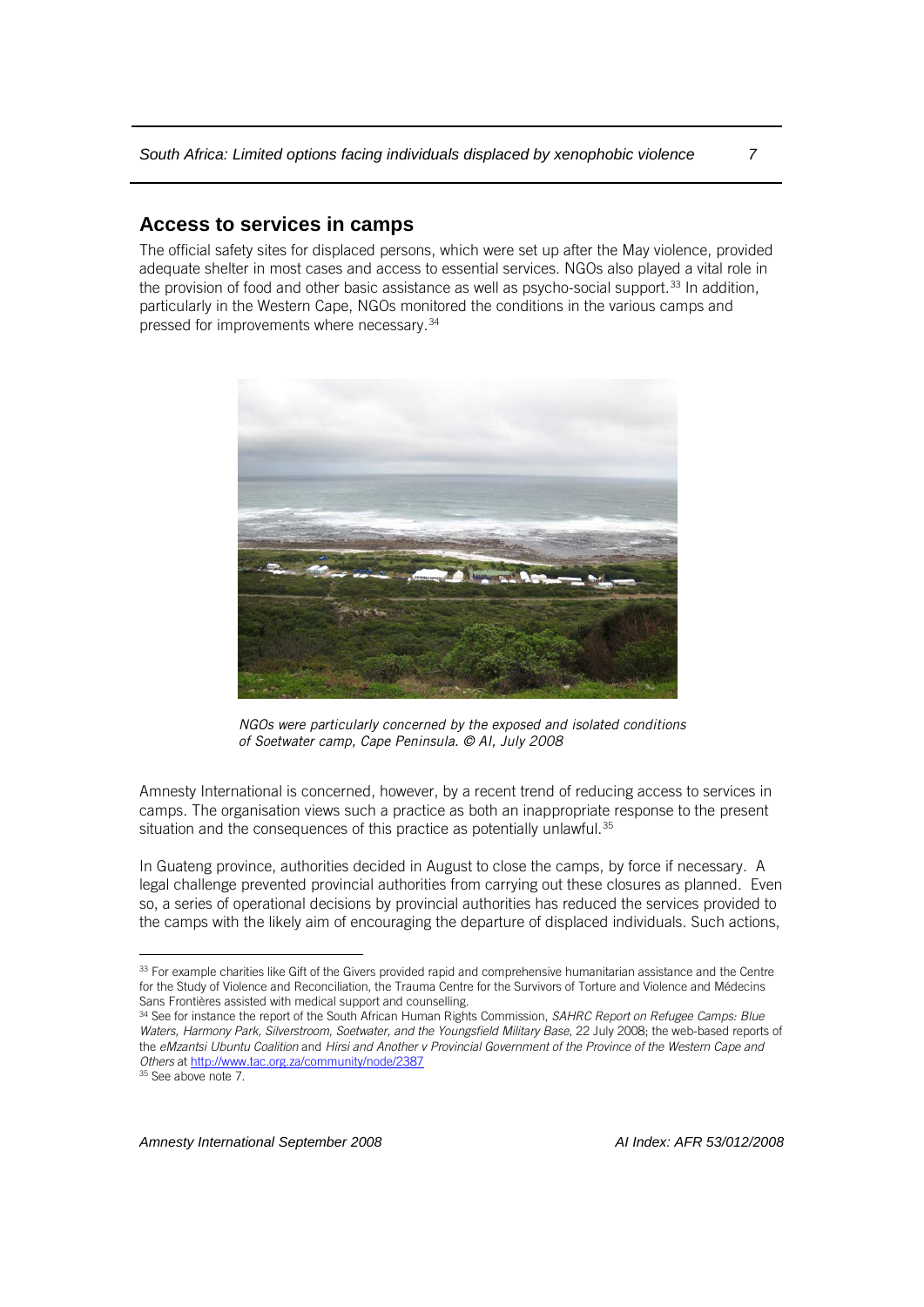## Access to services in camps

The official safety sites for displaced persons, which were set up after the May violence, provided adequate shelter in most cases and access to essential services. NGOs also played a vital role in the provision of food and other basic assistance as well as psycho-social support.[33] In addition, particularly in the Western Cape, NGOs monitored the conditions in the various camps and pressed for improvements where necessary.[34]

*NGOs were particularly concerned by the exposed and isolated conditions of Soetwater camp, Cape Peninsula. © AI, July 2008*

Amnesty International is concerned, however, by a recent trend of reducing access to services in camps. The organisation views such a practice as both an inappropriate response to the present situation and the consequences of this practice as potentially unlawful.[35]

In Guateng province, authorities decided in August to close the camps, by force if necessary. A legal challenge prevented provincial authorities from carrying out these closures as planned. Even so, a series of operational decisions by provincial authorities has reduced the services provided to the camps with the likely aim of encouraging the departure of displaced individuals. Such actions,

[33] For example charities like Gift of the Givers provided rapid and comprehensive humanitarian assistance and the Centre for the Study of Violence and Reconciliation, the Trauma Centre for the Survivors of Torture and Violence and Médecins Sans Frontières assisted with medical support and counselling.

[34] See for instance the report of the South African Human Rights Commission, *SAHRC Report on Refugee Camps: Blue Waters, Harmony Park, Silverstroom, Soetwater, and the Youngsfield Military Base*, 22 July 2008; the web-based reports of the *eMzantsi Ubuntu Coalition* and *Hirsi and Another v Provincial Government of the Province of the Western Cape and Others* at http://www.tac.org.za/community/node/2387

[35] See above note 7.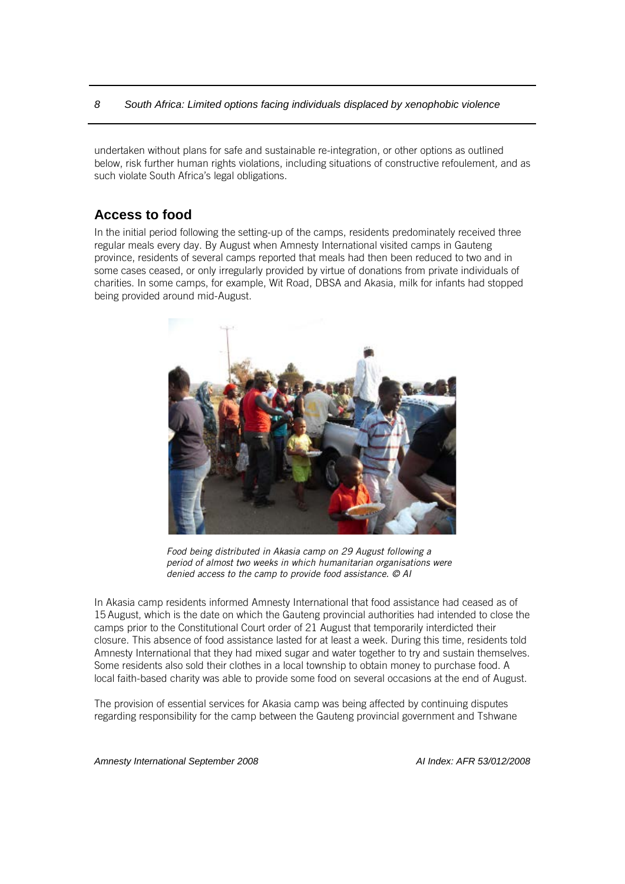undertaken without plans for safe and sustainable re-integration, or other options as outlined below, risk further human rights violations, including situations of constructive refoulement, and as such violate South Africa's legal obligations.

## Access to food

In the initial period following the setting-up of the camps, residents predominately received three regular meals every day. By August when Amnesty International visited camps in Gauteng province, residents of several camps reported that meals had then been reduced to two and in some cases ceased, or only irregularly provided by virtue of donations from private individuals of charities. In some camps, for example, Wit Road, DBSA and Akasia, milk for infants had stopped being provided around mid-August.

*Food being distributed in Akasia camp on 29 August following a period of almost two weeks in which humanitarian organisations were denied access to the camp to provide food assistance. © AI*

In Akasia camp residents informed Amnesty International that food assistance had ceased as of 15 August, which is the date on which the Gauteng provincial authorities had intended to close the camps prior to the Constitutional Court order of 21 August that temporarily interdicted their closure. This absence of food assistance lasted for at least a week. During this time, residents told Amnesty International that they had mixed sugar and water together to try and sustain themselves. Some residents also sold their clothes in a local township to obtain money to purchase food. A local faith-based charity was able to provide some food on several occasions at the end of August.

The provision of essential services for Akasia camp was being affected by continuing disputes regarding responsibility for the camp between the Gauteng provincial government and Tshwane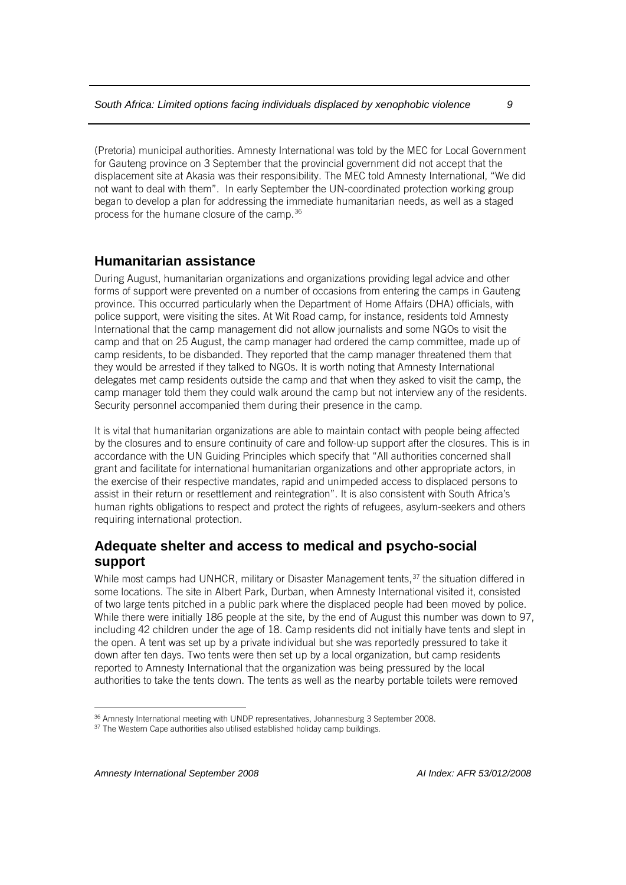(Pretoria) municipal authorities. Amnesty International was told by the MEC for Local Government for Gauteng province on 3 September that the provincial government did not accept that the displacement site at Akasia was their responsibility. The MEC told Amnesty International, "We did not want to deal with them". In early September the UN-coordinated protection working group began to develop a plan for addressing the immediate humanitarian needs, as well as a staged process for the humane closure of the camp.[36]

## Humanitarian assistance

During August, humanitarian organizations and organizations providing legal advice and other forms of support were prevented on a number of occasions from entering the camps in Gauteng province. This occurred particularly when the Department of Home Affairs (DHA) officials, with police support, were visiting the sites. At Wit Road camp, for instance, residents told Amnesty International that the camp management did not allow journalists and some NGOs to visit the camp and that on 25 August, the camp manager had ordered the camp committee, made up of camp residents, to be disbanded. They reported that the camp manager threatened them that they would be arrested if they talked to NGOs. It is worth noting that Amnesty International delegates met camp residents outside the camp and that when they asked to visit the camp, the camp manager told them they could walk around the camp but not interview any of the residents. Security personnel accompanied them during their presence in the camp.

It is vital that humanitarian organizations are able to maintain contact with people being affected by the closures and to ensure continuity of care and follow-up support after the closures. This is in accordance with the UN Guiding Principles which specify that "All authorities concerned shall grant and facilitate for international humanitarian organizations and other appropriate actors, in the exercise of their respective mandates, rapid and unimpeded access to displaced persons to assist in their return or resettlement and reintegration". It is also consistent with South Africa's human rights obligations to respect and protect the rights of refugees, asylum-seekers and others requiring international protection.

## Adequate shelter and access to medical and psycho-social support

While most camps had UNHCR, military or Disaster Management tents,[37] the situation differed in some locations. The site in Albert Park, Durban, when Amnesty International visited it, consisted of two large tents pitched in a public park where the displaced people had been moved by police. While there were initially 186 people at the site, by the end of August this number was down to 97, including 42 children under the age of 18. Camp residents did not initially have tents and slept in the open. A tent was set up by a private individual but she was reportedly pressured to take it down after ten days. Two tents were then set up by a local organization, but camp residents reported to Amnesty International that the organization was being pressured by the local authorities to take the tents down. The tents as well as the nearby portable toilets were removed

[36] Amnesty International meeting with UNDP representatives, Johannesburg 3 September 2008.

[37] The Western Cape authorities also utilised established holiday camp buildings.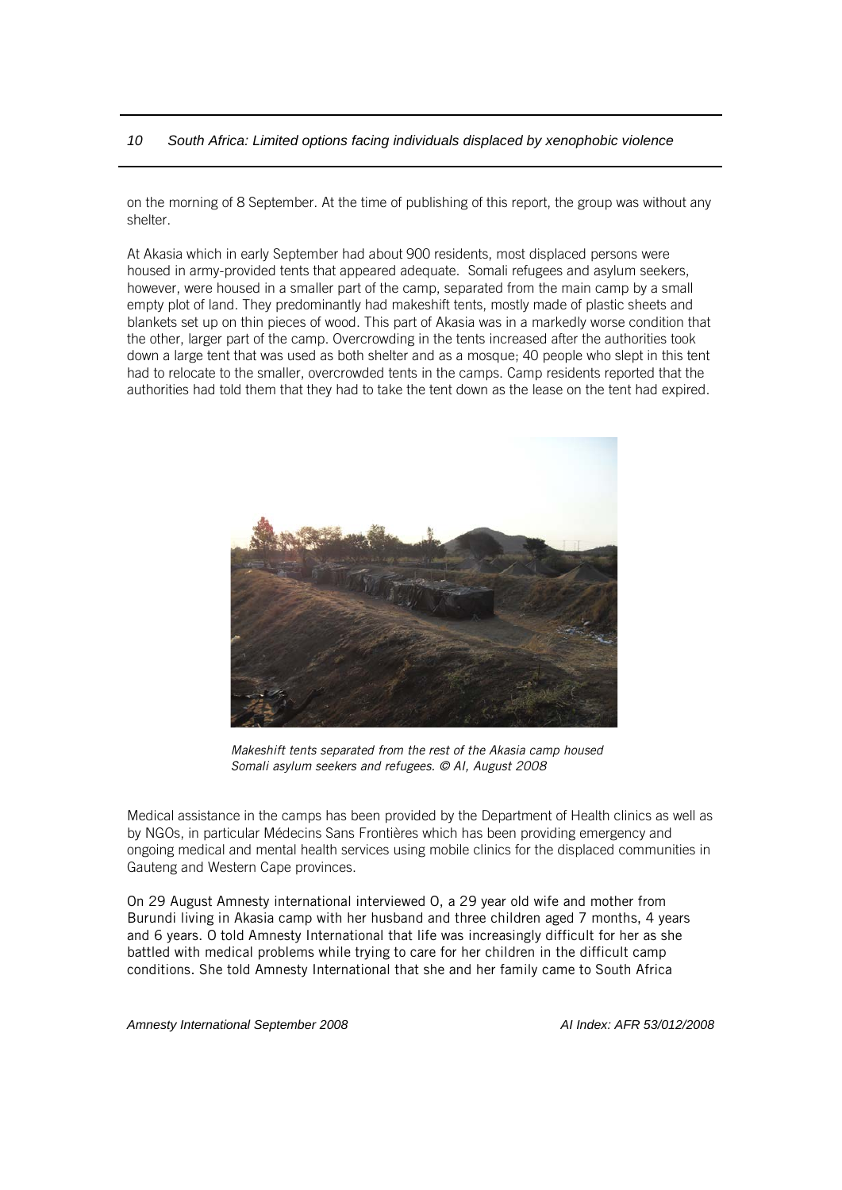on the morning of 8 September. At the time of publishing of this report, the group was without any shelter.

At Akasia which in early September had about 900 residents, most displaced persons were housed in army-provided tents that appeared adequate. Somali refugees and asylum seekers, however, were housed in a smaller part of the camp, separated from the main camp by a small empty plot of land. They predominantly had makeshift tents, mostly made of plastic sheets and blankets set up on thin pieces of wood. This part of Akasia was in a markedly worse condition that the other, larger part of the camp. Overcrowding in the tents increased after the authorities took down a large tent that was used as both shelter and as a mosque; 40 people who slept in this tent had to relocate to the smaller, overcrowded tents in the camps. Camp residents reported that the authorities had told them that they had to take the tent down as the lease on the tent had expired.

*Makeshift tents separated from the rest of the Akasia camp housed Somali asylum seekers and refugees. © AI, August 2008*

Medical assistance in the camps has been provided by the Department of Health clinics as well as by NGOs, in particular Médecins Sans Frontières which has been providing emergency and ongoing medical and mental health services using mobile clinics for the displaced communities in Gauteng and Western Cape provinces.

On 29 August Amnesty international interviewed O, a 29 year old wife and mother from Burundi living in Akasia camp with her husband and three children aged 7 months, 4 years and 6 years. O told Amnesty International that life was increasingly difficult for her as she battled with medical problems while trying to care for her children in the difficult camp conditions. She told Amnesty International that she and her family came to South Africa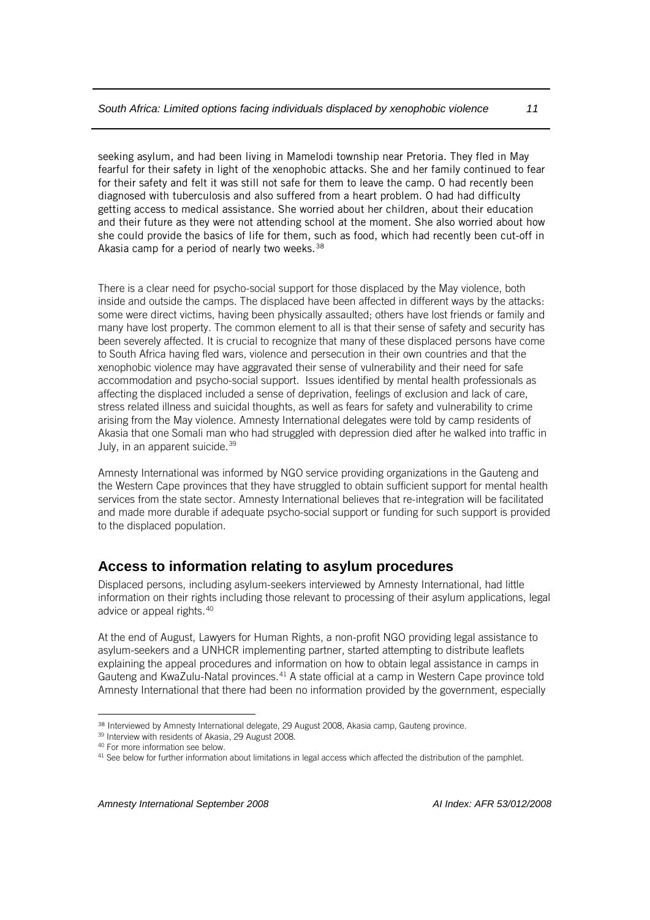seeking asylum, and had been living in Mamelodi township near Pretoria. They fled in May fearful for their safety in light of the xenophobic attacks. She and her family continued to fear for their safety and felt it was still not safe for them to leave the camp. O had recently been diagnosed with tuberculosis and also suffered from a heart problem. O had had difficulty getting access to medical assistance. She worried about her children, about their education and their future as they were not attending school at the moment. She also worried about how she could provide the basics of life for them, such as food, which had recently been cut-off in Akasia camp for a period of nearly two weeks.[38]

There is a clear need for psycho-social support for those displaced by the May violence, both inside and outside the camps. The displaced have been affected in different ways by the attacks: some were direct victims, having been physically assaulted; others have lost friends or family and many have lost property. The common element to all is that their sense of safety and security has been severely affected. It is crucial to recognize that many of these displaced persons have come to South Africa having fled wars, violence and persecution in their own countries and that the xenophobic violence may have aggravated their sense of vulnerability and their need for safe accommodation and psycho-social support. Issues identified by mental health professionals as affecting the displaced included a sense of deprivation, feelings of exclusion and lack of care, stress related illness and suicidal thoughts, as well as fears for safety and vulnerability to crime arising from the May violence. Amnesty International delegates were told by camp residents of Akasia that one Somali man who had struggled with depression died after he walked into traffic in July, in an apparent suicide.[39]

Amnesty International was informed by NGO service providing organizations in the Gauteng and the Western Cape provinces that they have struggled to obtain sufficient support for mental health services from the state sector. Amnesty International believes that re-integration will be facilitated and made more durable if adequate psycho-social support or funding for such support is provided to the displaced population.

## Access to information relating to asylum procedures

Displaced persons, including asylum-seekers interviewed by Amnesty International, had little information on their rights including those relevant to processing of their asylum applications, legal advice or appeal rights.[40]

At the end of August, Lawyers for Human Rights, a non-profit NGO providing legal assistance to asylum-seekers and a UNHCR implementing partner, started attempting to distribute leaflets explaining the appeal procedures and information on how to obtain legal assistance in camps in Gauteng and KwaZulu-Natal provinces.[41] A state official at a camp in Western Cape province told Amnesty International that there had been no information provided by the government, especially

---

[38] Interviewed by Amnesty International delegate, 29 August 2008, Akasia camp, Gauteng province.

[39] Interview with residents of Akasia, 29 August 2008.

[40] For more information see below.

[41] See below for further information about limitations in legal access which affected the distribution of the pamphlet.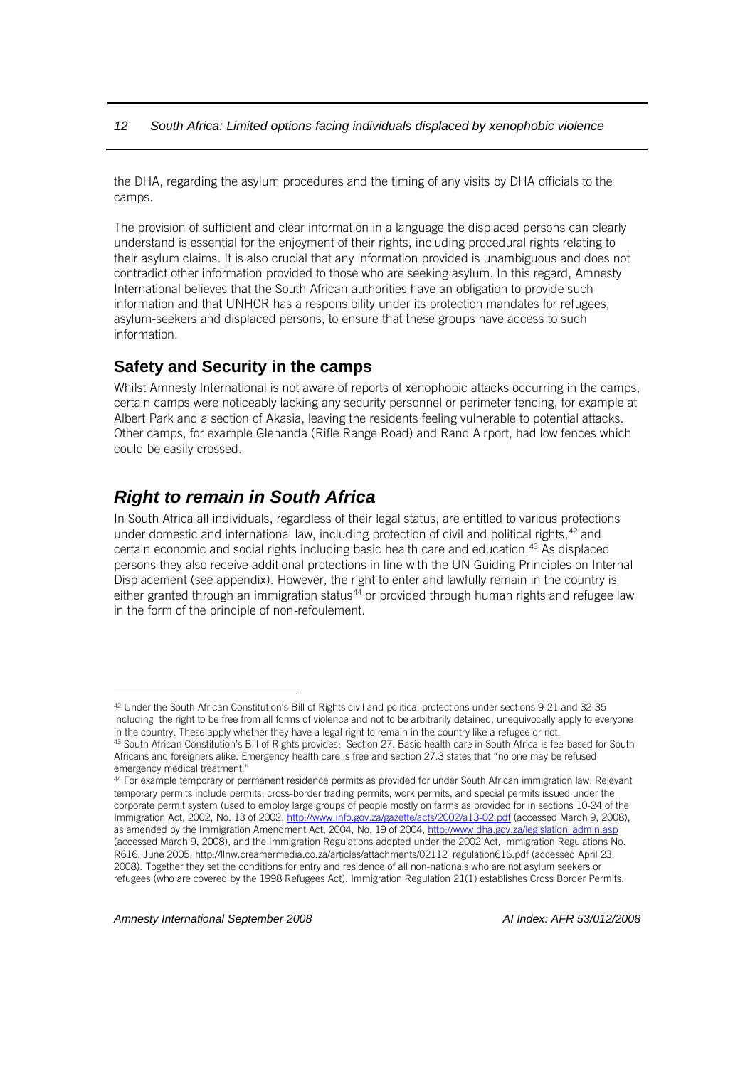the DHA, regarding the asylum procedures and the timing of any visits by DHA officials to the camps.

The provision of sufficient and clear information in a language the displaced persons can clearly understand is essential for the enjoyment of their rights, including procedural rights relating to their asylum claims. It is also crucial that any information provided is unambiguous and does not contradict other information provided to those who are seeking asylum. In this regard, Amnesty International believes that the South African authorities have an obligation to provide such information and that UNHCR has a responsibility under its protection mandates for refugees, asylum-seekers and displaced persons, to ensure that these groups have access to such information.

### Safety and Security in the camps

Whilst Amnesty International is not aware of reports of xenophobic attacks occurring in the camps, certain camps were noticeably lacking any security personnel or perimeter fencing, for example at Albert Park and a section of Akasia, leaving the residents feeling vulnerable to potential attacks. Other camps, for example Glenanda (Rifle Range Road) and Rand Airport, had low fences which could be easily crossed.

## *Right to remain in South Africa*

In South Africa all individuals, regardless of their legal status, are entitled to various protections under domestic and international law, including protection of civil and political rights,[42] and certain economic and social rights including basic health care and education.[43] As displaced persons they also receive additional protections in line with the UN Guiding Principles on Internal Displacement (see appendix). However, the right to enter and lawfully remain in the country is either granted through an immigration status[44] or provided through human rights and refugee law in the form of the principle of non-refoulement.

---

[42] Under the South African Constitution's Bill of Rights civil and political protections under sections 9-21 and 32-35 including the right to be free from all forms of violence and not to be arbitrarily detained, unequivocally apply to everyone in the country. These apply whether they have a legal right to remain in the country like a refugee or not.

[43] South African Constitution's Bill of Rights provides: Section 27. Basic health care in South Africa is fee-based for South Africans and foreigners alike. Emergency health care is free and section 27.3 states that "no one may be refused emergency medical treatment."

[44] For example temporary or permanent residence permits as provided for under South African immigration law. Relevant temporary permits include permits, cross-border trading permits, work permits, and special permits issued under the corporate permit system (used to employ large groups of people mostly on farms as provided for in sections 10-24 of the Immigration Act, 2002, No. 13 of 2002, http://www.info.gov.za/gazette/acts/2002/a13-02.pdf (accessed March 9, 2008), as amended by the Immigration Amendment Act, 2004, No. 19 of 2004, http://www.dha.gov.za/legislation_admin.asp (accessed March 9, 2008), and the Immigration Regulations adopted under the 2002 Act, Immigration Regulations No. R616, June 2005, http://llnw.creamermedia.co.za/articles/attachments/02112_regulation616.pdf (accessed April 23, 2008). Together they set the conditions for entry and residence of all non-nationals who are not asylum seekers or refugees (who are covered by the 1998 Refugees Act). Immigration Regulation 21(1) establishes Cross Border Permits.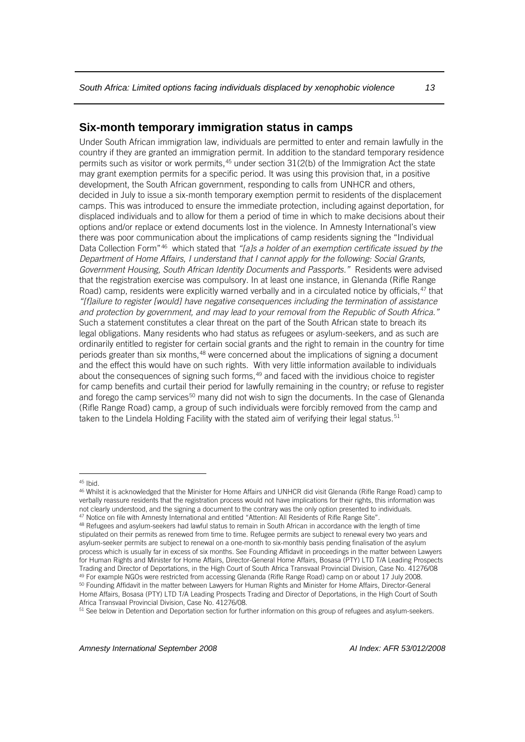## Six-month temporary immigration status in camps

Under South African immigration law, individuals are permitted to enter and remain lawfully in the country if they are granted an immigration permit. In addition to the standard temporary residence permits such as visitor or work permits,[45] under section 31(2(b) of the Immigration Act the state may grant exemption permits for a specific period. It was using this provision that, in a positive development, the South African government, responding to calls from UNHCR and others, decided in July to issue a six-month temporary exemption permit to residents of the displacement camps. This was introduced to ensure the immediate protection, including against deportation, for displaced individuals and to allow for them a period of time in which to make decisions about their options and/or replace or extend documents lost in the violence. In Amnesty International's view there was poor communication about the implications of camp residents signing the "Individual Data Collection Form"[46] which stated that *"[a]s a holder of an exemption certificate issued by the Department of Home Affairs, I understand that I cannot apply for the following: Social Grants, Government Housing, South African Identity Documents and Passports."* Residents were advised that the registration exercise was compulsory. In at least one instance, in Glenanda (Rifle Range Road) camp, residents were explicitly warned verbally and in a circulated notice by officials,[47] that *"[f]ailure to register [would] have negative consequences including the termination of assistance and protection by government, and may lead to your removal from the Republic of South Africa."* Such a statement constitutes a clear threat on the part of the South African state to breach its legal obligations. Many residents who had status as refugees or asylum-seekers, and as such are ordinarily entitled to register for certain social grants and the right to remain in the country for time periods greater than six months,[48] were concerned about the implications of signing a document and the effect this would have on such rights. With very little information available to individuals about the consequences of signing such forms,[49] and faced with the invidious choice to register for camp benefits and curtail their period for lawfully remaining in the country; or refuse to register and forego the camp services[50] many did not wish to sign the documents. In the case of Glenanda (Rifle Range Road) camp, a group of such individuals were forcibly removed from the camp and taken to the Lindela Holding Facility with the stated aim of verifying their legal status.[51]

---

[45] Ibid.

[46] Whilst it is acknowledged that the Minister for Home Affairs and UNHCR did visit Glenanda (Rifle Range Road) camp to verbally reassure residents that the registration process would not have implications for their rights, this information was not clearly understood, and the signing a document to the contrary was the only option presented to individuals.

[47] Notice on file with Amnesty International and entitled "Attention: All Residents of Rifle Range Site".

[48] Refugees and asylum-seekers had lawful status to remain in South African in accordance with the length of time stipulated on their permits as renewed from time to time. Refugee permits are subject to renewal every two years and asylum-seeker permits are subject to renewal on a one-month to six-monthly basis pending finalisation of the asylum process which is usually far in excess of six months. See Founding Affidavit in proceedings in the matter between Lawyers for Human Rights and Minister for Home Affairs, Director-General Home Affairs, Bosasa (PTY) LTD T/A Leading Prospects Trading and Director of Deportations, in the High Court of South Africa Transvaal Provincial Division, Case No. 41276/08

[49] For example NGOs were restricted from accessing Glenanda (Rifle Range Road) camp on or about 17 July 2008.

[50] Founding Affidavit in the matter between Lawyers for Human Rights and Minister for Home Affairs, Director-General Home Affairs, Bosasa (PTY) LTD T/A Leading Prospects Trading and Director of Deportations, in the High Court of South Africa Transvaal Provincial Division, Case No. 41276/08.

[51] See below in Detention and Deportation section for further information on this group of refugees and asylum-seekers.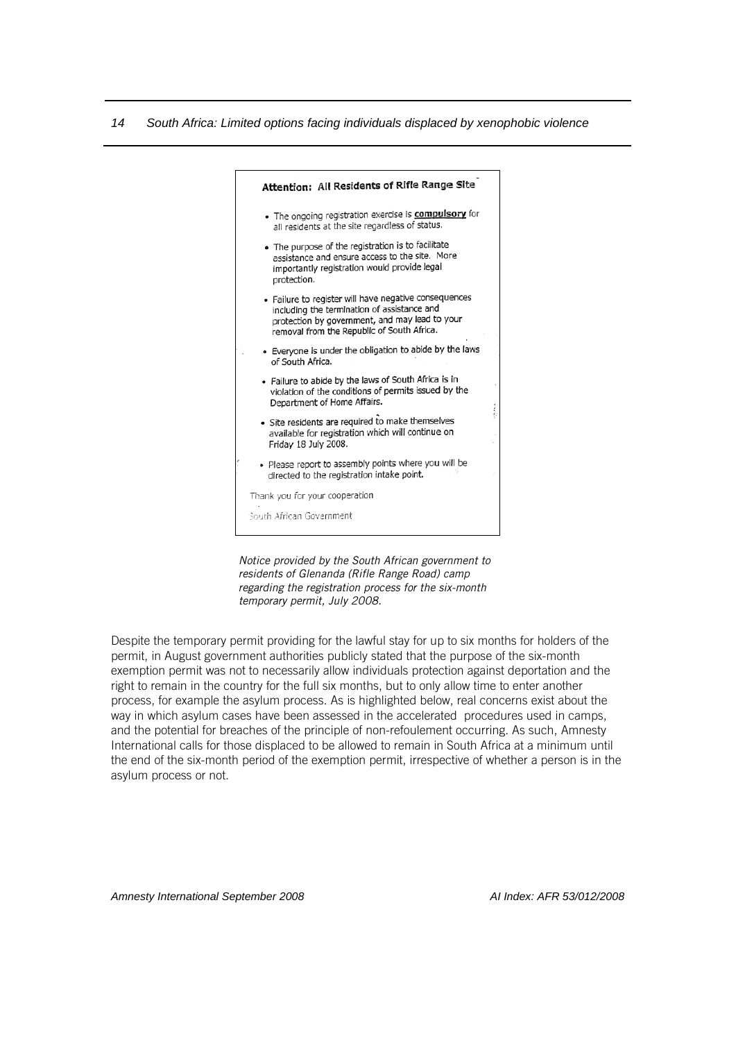**Attention: All Residents of Rifle Range Site**

- The ongoing registration exercise is **compulsory** for all residents at the site regardless of status.
- The purpose of the registration is to facilitate assistance and ensure access to the site. More importantly registration would provide legal protection.
- Failure to register will have negative consequences including the termination of assistance and protection by government, and may lead to your removal from the Republic of South Africa.
- Everyone is under the obligation to abide by the laws of South Africa.
- Failure to abide by the laws of South Africa is in violation of the conditions of permits issued by the Department of Home Affairs.
- Site residents are required to make themselves available for registration which will continue on Friday 18 July 2008.
- Please report to assembly points where you will be directed to the registration intake point.

Thank you for your cooperation

South African Government

*Notice provided by the South African government to residents of Glenanda (Rifle Range Road) camp regarding the registration process for the six-month temporary permit, July 2008.*

Despite the temporary permit providing for the lawful stay for up to six months for holders of the permit, in August government authorities publicly stated that the purpose of the six-month exemption permit was not to necessarily allow individuals protection against deportation and the right to remain in the country for the full six months, but to only allow time to enter another process, for example the asylum process. As is highlighted below, real concerns exist about the way in which asylum cases have been assessed in the accelerated procedures used in camps, and the potential for breaches of the principle of non-refoulement occurring. As such, Amnesty International calls for those displaced to be allowed to remain in South Africa at a minimum until the end of the six-month period of the exemption permit, irrespective of whether a person is in the asylum process or not.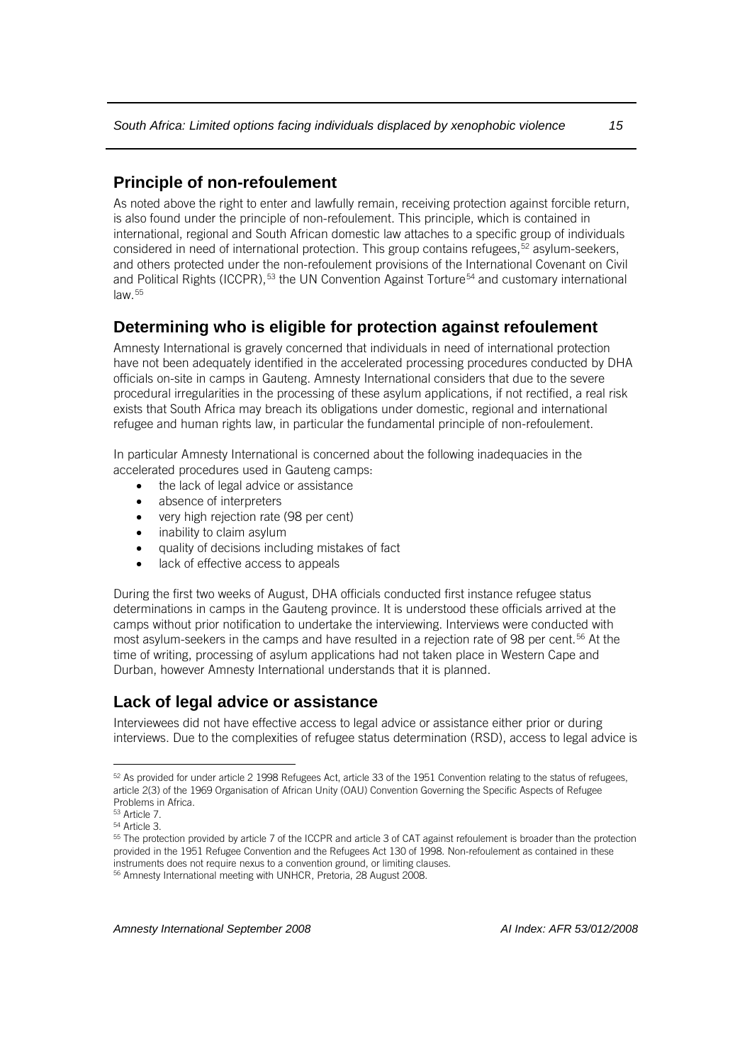## Principle of non-refoulement

As noted above the right to enter and lawfully remain, receiving protection against forcible return, is also found under the principle of non-refoulement. This principle, which is contained in international, regional and South African domestic law attaches to a specific group of individuals considered in need of international protection. This group contains refugees,[52] asylum-seekers, and others protected under the non-refoulement provisions of the International Covenant on Civil and Political Rights (ICCPR),[53] the UN Convention Against Torture[54] and customary international law.[55]

## Determining who is eligible for protection against refoulement

Amnesty International is gravely concerned that individuals in need of international protection have not been adequately identified in the accelerated processing procedures conducted by DHA officials on-site in camps in Gauteng. Amnesty International considers that due to the severe procedural irregularities in the processing of these asylum applications, if not rectified, a real risk exists that South Africa may breach its obligations under domestic, regional and international refugee and human rights law, in particular the fundamental principle of non-refoulement.

In particular Amnesty International is concerned about the following inadequacies in the accelerated procedures used in Gauteng camps:

- the lack of legal advice or assistance
- absence of interpreters
- very high rejection rate (98 per cent)
- inability to claim asylum
- quality of decisions including mistakes of fact
- lack of effective access to appeals

During the first two weeks of August, DHA officials conducted first instance refugee status determinations in camps in the Gauteng province. It is understood these officials arrived at the camps without prior notification to undertake the interviewing. Interviews were conducted with most asylum-seekers in the camps and have resulted in a rejection rate of 98 per cent.[56] At the time of writing, processing of asylum applications had not taken place in Western Cape and Durban, however Amnesty International understands that it is planned.

## Lack of legal advice or assistance

Interviewees did not have effective access to legal advice or assistance either prior or during interviews. Due to the complexities of refugee status determination (RSD), access to legal advice is

---

[52] As provided for under article 2 1998 Refugees Act, article 33 of the 1951 Convention relating to the status of refugees, article 2(3) of the 1969 Organisation of African Unity (OAU) Convention Governing the Specific Aspects of Refugee Problems in Africa.

[53] Article 7.

[54] Article 3.

[55] The protection provided by article 7 of the ICCPR and article 3 of CAT against refoulement is broader than the protection provided in the 1951 Refugee Convention and the Refugees Act 130 of 1998. Non-refoulement as contained in these instruments does not require nexus to a convention ground, or limiting clauses.

[56] Amnesty International meeting with UNHCR, Pretoria, 28 August 2008.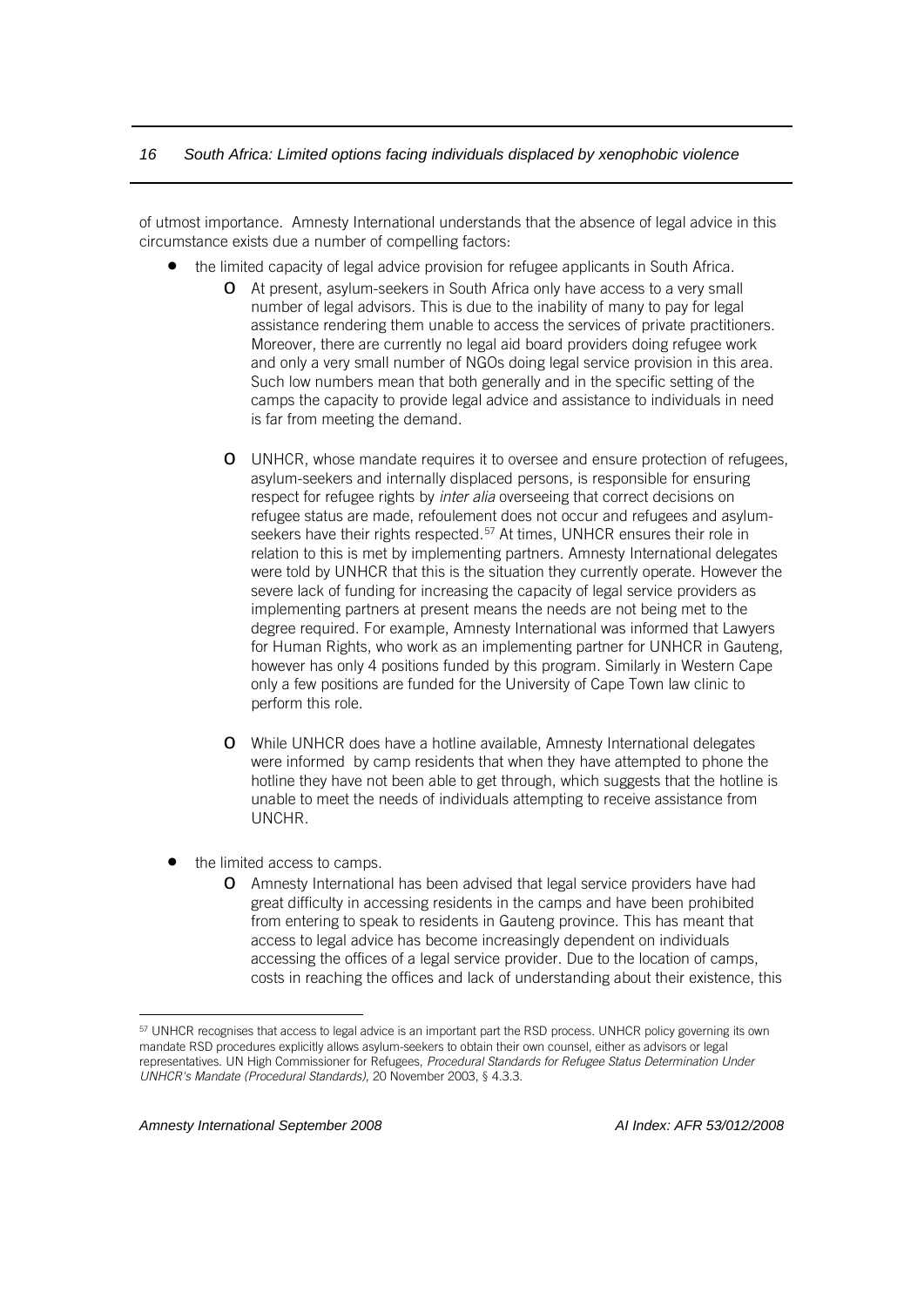of utmost importance. Amnesty International understands that the absence of legal advice in this circumstance exists due a number of compelling factors:

- the limited capacity of legal advice provision for refugee applicants in South Africa.
  - At present, asylum-seekers in South Africa only have access to a very small number of legal advisors. This is due to the inability of many to pay for legal assistance rendering them unable to access the services of private practitioners. Moreover, there are currently no legal aid board providers doing refugee work and only a very small number of NGOs doing legal service provision in this area. Such low numbers mean that both generally and in the specific setting of the camps the capacity to provide legal advice and assistance to individuals in need is far from meeting the demand.
  - UNHCR, whose mandate requires it to oversee and ensure protection of refugees, asylum-seekers and internally displaced persons, is responsible for ensuring respect for refugee rights by *inter alia* overseeing that correct decisions on refugee status are made, refoulement does not occur and refugees and asylum-seekers have their rights respected.[57] At times, UNHCR ensures their role in relation to this is met by implementing partners. Amnesty International delegates were told by UNHCR that this is the situation they currently operate. However the severe lack of funding for increasing the capacity of legal service providers as implementing partners at present means the needs are not being met to the degree required. For example, Amnesty International was informed that Lawyers for Human Rights, who work as an implementing partner for UNHCR in Gauteng, however has only 4 positions funded by this program. Similarly in Western Cape only a few positions are funded for the University of Cape Town law clinic to perform this role.
  - While UNHCR does have a hotline available, Amnesty International delegates were informed by camp residents that when they have attempted to phone the hotline they have not been able to get through, which suggests that the hotline is unable to meet the needs of individuals attempting to receive assistance from UNCHR.
- the limited access to camps.
  - Amnesty International has been advised that legal service providers have had great difficulty in accessing residents in the camps and have been prohibited from entering to speak to residents in Gauteng province. This has meant that access to legal advice has become increasingly dependent on individuals accessing the offices of a legal service provider. Due to the location of camps, costs in reaching the offices and lack of understanding about their existence, this

---

[57] UNHCR recognises that access to legal advice is an important part the RSD process. UNHCR policy governing its own mandate RSD procedures explicitly allows asylum-seekers to obtain their own counsel, either as advisors or legal representatives. UN High Commissioner for Refugees, *Procedural Standards for Refugee Status Determination Under UNHCR's Mandate (Procedural Standards)*, 20 November 2003, § 4.3.3.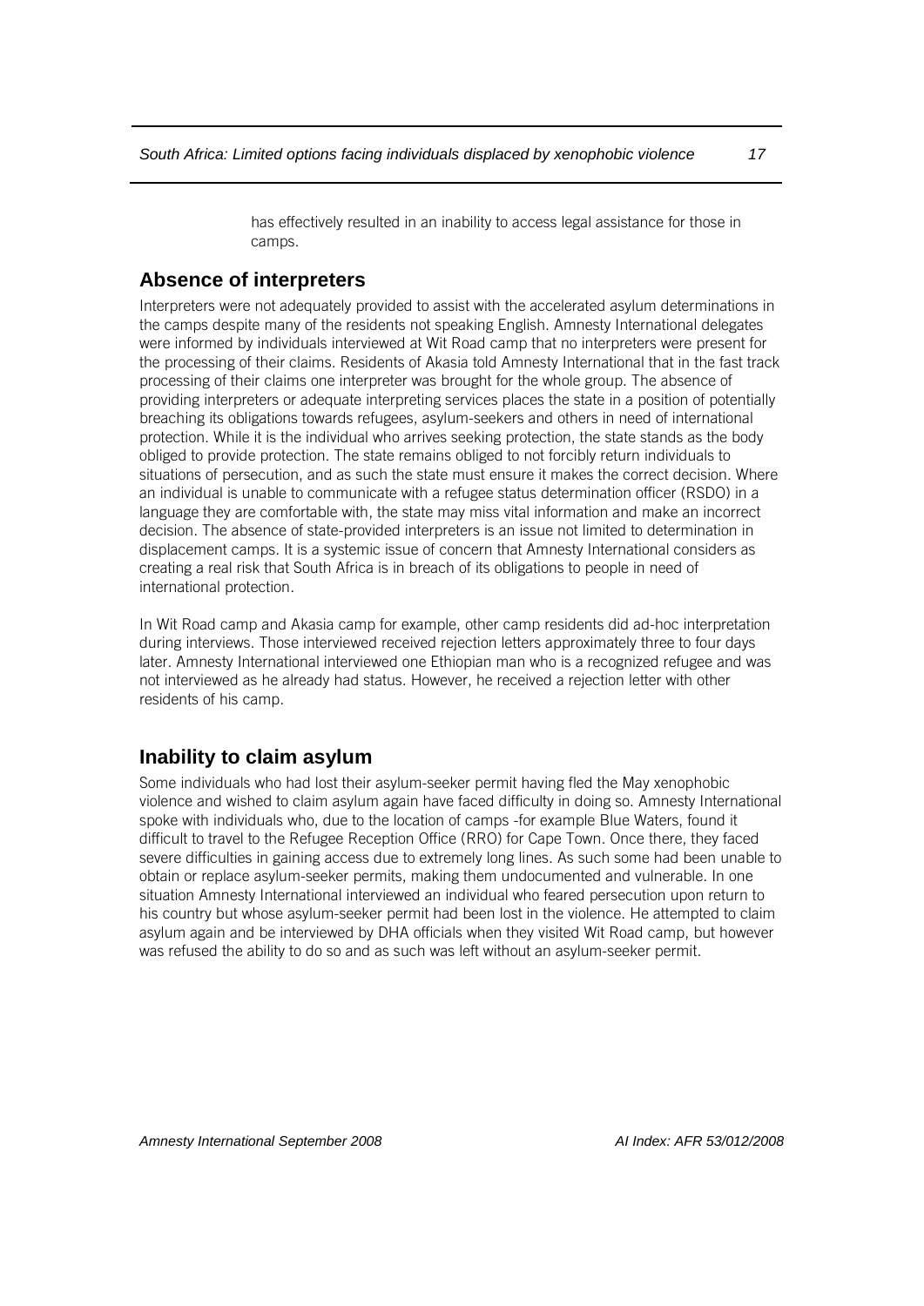has effectively resulted in an inability to access legal assistance for those in camps.

## Absence of interpreters

Interpreters were not adequately provided to assist with the accelerated asylum determinations in the camps despite many of the residents not speaking English. Amnesty International delegates were informed by individuals interviewed at Wit Road camp that no interpreters were present for the processing of their claims. Residents of Akasia told Amnesty International that in the fast track processing of their claims one interpreter was brought for the whole group. The absence of providing interpreters or adequate interpreting services places the state in a position of potentially breaching its obligations towards refugees, asylum-seekers and others in need of international protection. While it is the individual who arrives seeking protection, the state stands as the body obliged to provide protection. The state remains obliged to not forcibly return individuals to situations of persecution, and as such the state must ensure it makes the correct decision. Where an individual is unable to communicate with a refugee status determination officer (RSDO) in a language they are comfortable with, the state may miss vital information and make an incorrect decision. The absence of state-provided interpreters is an issue not limited to determination in displacement camps. It is a systemic issue of concern that Amnesty International considers as creating a real risk that South Africa is in breach of its obligations to people in need of international protection.

In Wit Road camp and Akasia camp for example, other camp residents did ad-hoc interpretation during interviews. Those interviewed received rejection letters approximately three to four days later. Amnesty International interviewed one Ethiopian man who is a recognized refugee and was not interviewed as he already had status. However, he received a rejection letter with other residents of his camp.

## Inability to claim asylum

Some individuals who had lost their asylum-seeker permit having fled the May xenophobic violence and wished to claim asylum again have faced difficulty in doing so. Amnesty International spoke with individuals who, due to the location of camps -for example Blue Waters, found it difficult to travel to the Refugee Reception Office (RRO) for Cape Town. Once there, they faced severe difficulties in gaining access due to extremely long lines. As such some had been unable to obtain or replace asylum-seeker permits, making them undocumented and vulnerable. In one situation Amnesty International interviewed an individual who feared persecution upon return to his country but whose asylum-seeker permit had been lost in the violence. He attempted to claim asylum again and be interviewed by DHA officials when they visited Wit Road camp, but however was refused the ability to do so and as such was left without an asylum-seeker permit.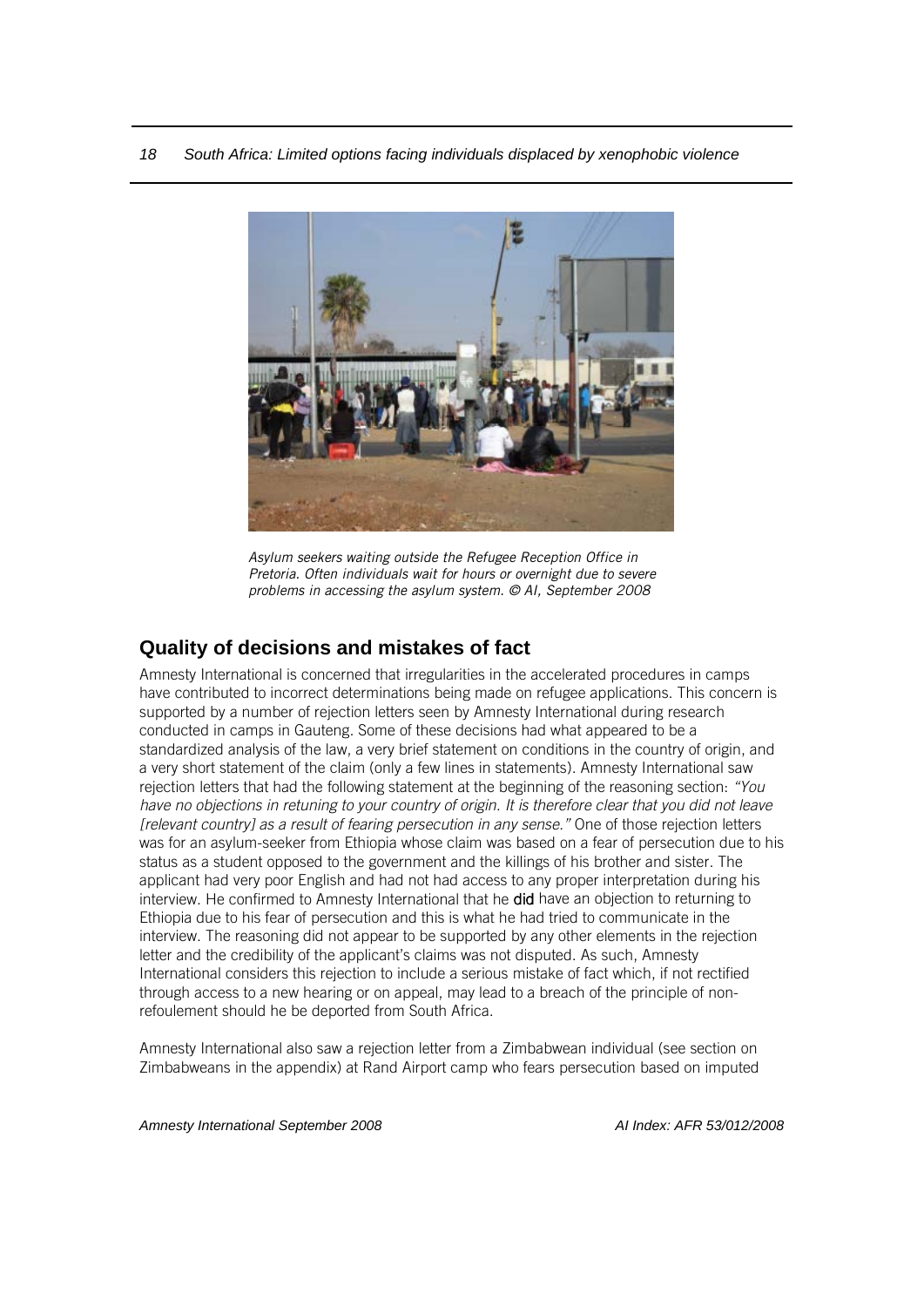*Asylum seekers waiting outside the Refugee Reception Office in Pretoria. Often individuals wait for hours or overnight due to severe problems in accessing the asylum system. © AI, September 2008*

## Quality of decisions and mistakes of fact

Amnesty International is concerned that irregularities in the accelerated procedures in camps have contributed to incorrect determinations being made on refugee applications. This concern is supported by a number of rejection letters seen by Amnesty International during research conducted in camps in Gauteng. Some of these decisions had what appeared to be a standardized analysis of the law, a very brief statement on conditions in the country of origin, and a very short statement of the claim (only a few lines in statements). Amnesty International saw rejection letters that had the following statement at the beginning of the reasoning section: *"You have no objections in retuning to your country of origin. It is therefore clear that you did not leave [relevant country] as a result of fearing persecution in any sense."* One of those rejection letters was for an asylum-seeker from Ethiopia whose claim was based on a fear of persecution due to his status as a student opposed to the government and the killings of his brother and sister. The applicant had very poor English and had not had access to any proper interpretation during his interview. He confirmed to Amnesty International that he **did** have an objection to returning to Ethiopia due to his fear of persecution and this is what he had tried to communicate in the interview. The reasoning did not appear to be supported by any other elements in the rejection letter and the credibility of the applicant's claims was not disputed. As such, Amnesty International considers this rejection to include a serious mistake of fact which, if not rectified through access to a new hearing or on appeal, may lead to a breach of the principle of non-refoulement should he be deported from South Africa.

Amnesty International also saw a rejection letter from a Zimbabwean individual (see section on Zimbabweans in the appendix) at Rand Airport camp who fears persecution based on imputed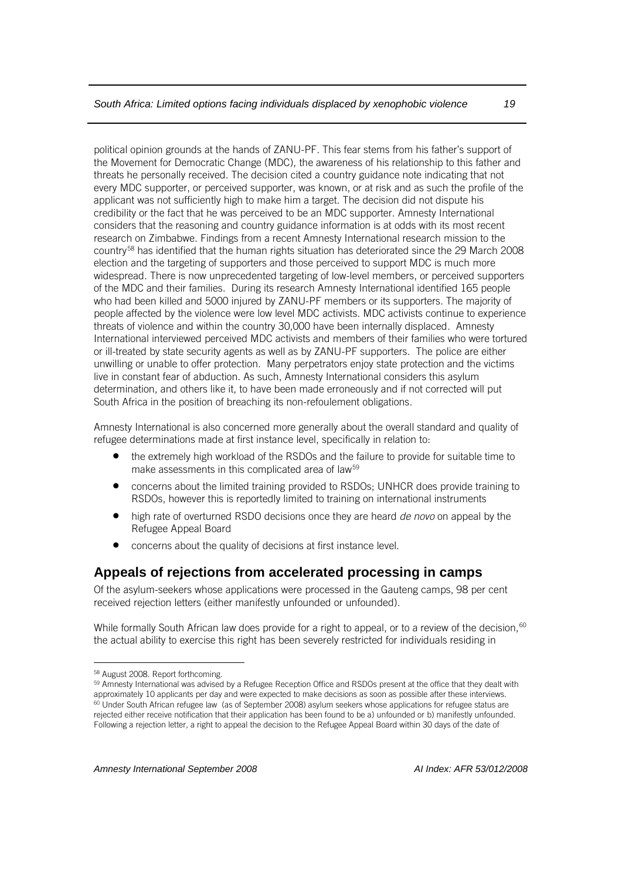political opinion grounds at the hands of ZANU-PF. This fear stems from his father's support of the Movement for Democratic Change (MDC), the awareness of his relationship to this father and threats he personally received. The decision cited a country guidance note indicating that not every MDC supporter, or perceived supporter, was known, or at risk and as such the profile of the applicant was not sufficiently high to make him a target. The decision did not dispute his credibility or the fact that he was perceived to be an MDC supporter. Amnesty International considers that the reasoning and country guidance information is at odds with its most recent research on Zimbabwe. Findings from a recent Amnesty International research mission to the country[58] has identified that the human rights situation has deteriorated since the 29 March 2008 election and the targeting of supporters and those perceived to support MDC is much more widespread. There is now unprecedented targeting of low-level members, or perceived supporters of the MDC and their families. During its research Amnesty International identified 165 people who had been killed and 5000 injured by ZANU-PF members or its supporters. The majority of people affected by the violence were low level MDC activists. MDC activists continue to experience threats of violence and within the country 30,000 have been internally displaced. Amnesty International interviewed perceived MDC activists and members of their families who were tortured or ill-treated by state security agents as well as by ZANU-PF supporters. The police are either unwilling or unable to offer protection. Many perpetrators enjoy state protection and the victims live in constant fear of abduction. As such, Amnesty International considers this asylum determination, and others like it, to have been made erroneously and if not corrected will put South Africa in the position of breaching its non-refoulement obligations.

Amnesty International is also concerned more generally about the overall standard and quality of refugee determinations made at first instance level, specifically in relation to:

- the extremely high workload of the RSDOs and the failure to provide for suitable time to make assessments in this complicated area of law[59]
- concerns about the limited training provided to RSDOs; UNHCR does provide training to RSDOs, however this is reportedly limited to training on international instruments
- high rate of overturned RSDO decisions once they are heard *de novo* on appeal by the Refugee Appeal Board
- concerns about the quality of decisions at first instance level.

## Appeals of rejections from accelerated processing in camps

Of the asylum-seekers whose applications were processed in the Gauteng camps, 98 per cent received rejection letters (either manifestly unfounded or unfounded).

While formally South African law does provide for a right to appeal, or to a review of the decision,[60] the actual ability to exercise this right has been severely restricted for individuals residing in

---

[58] August 2008. Report forthcoming.

[59] Amnesty International was advised by a Refugee Reception Office and RSDOs present at the office that they dealt with approximately 10 applicants per day and were expected to make decisions as soon as possible after these interviews.

[60] Under South African refugee law (as of September 2008) asylum seekers whose applications for refugee status are rejected either receive notification that their application has been found to be a) unfounded or b) manifestly unfounded. Following a rejection letter, a right to appeal the decision to the Refugee Appeal Board within 30 days of the date of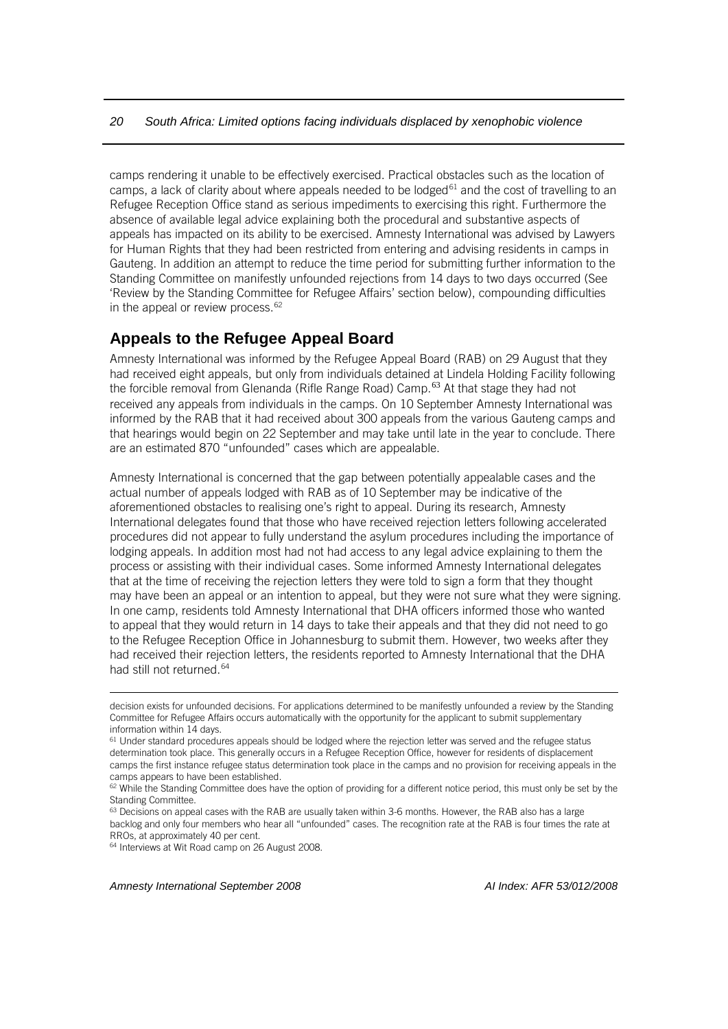camps rendering it unable to be effectively exercised. Practical obstacles such as the location of camps, a lack of clarity about where appeals needed to be lodged[61] and the cost of travelling to an Refugee Reception Office stand as serious impediments to exercising this right. Furthermore the absence of available legal advice explaining both the procedural and substantive aspects of appeals has impacted on its ability to be exercised. Amnesty International was advised by Lawyers for Human Rights that they had been restricted from entering and advising residents in camps in Gauteng. In addition an attempt to reduce the time period for submitting further information to the Standing Committee on manifestly unfounded rejections from 14 days to two days occurred (See 'Review by the Standing Committee for Refugee Affairs' section below), compounding difficulties in the appeal or review process.[62]

## Appeals to the Refugee Appeal Board

Amnesty International was informed by the Refugee Appeal Board (RAB) on 29 August that they had received eight appeals, but only from individuals detained at Lindela Holding Facility following the forcible removal from Glenanda (Rifle Range Road) Camp.[63] At that stage they had not received any appeals from individuals in the camps. On 10 September Amnesty International was informed by the RAB that it had received about 300 appeals from the various Gauteng camps and that hearings would begin on 22 September and may take until late in the year to conclude. There are an estimated 870 "unfounded" cases which are appealable.

Amnesty International is concerned that the gap between potentially appealable cases and the actual number of appeals lodged with RAB as of 10 September may be indicative of the aforementioned obstacles to realising one's right to appeal. During its research, Amnesty International delegates found that those who have received rejection letters following accelerated procedures did not appear to fully understand the asylum procedures including the importance of lodging appeals. In addition most had not had access to any legal advice explaining to them the process or assisting with their individual cases. Some informed Amnesty International delegates that at the time of receiving the rejection letters they were told to sign a form that they thought may have been an appeal or an intention to appeal, but they were not sure what they were signing. In one camp, residents told Amnesty International that DHA officers informed those who wanted to appeal that they would return in 14 days to take their appeals and that they did not need to go to the Refugee Reception Office in Johannesburg to submit them. However, two weeks after they had received their rejection letters, the residents reported to Amnesty International that the DHA had still not returned.[64]

---

decision exists for unfounded decisions. For applications determined to be manifestly unfounded a review by the Standing Committee for Refugee Affairs occurs automatically with the opportunity for the applicant to submit supplementary information within 14 days.

[61] Under standard procedures appeals should be lodged where the rejection letter was served and the refugee status determination took place. This generally occurs in a Refugee Reception Office, however for residents of displacement camps the first instance refugee status determination took place in the camps and no provision for receiving appeals in the camps appears to have been established.

[62] While the Standing Committee does have the option of providing for a different notice period, this must only be set by the Standing Committee.

[63] Decisions on appeal cases with the RAB are usually taken within 3-6 months. However, the RAB also has a large backlog and only four members who hear all "unfounded" cases. The recognition rate at the RAB is four times the rate at RROs, at approximately 40 per cent.

[64] Interviews at Wit Road camp on 26 August 2008.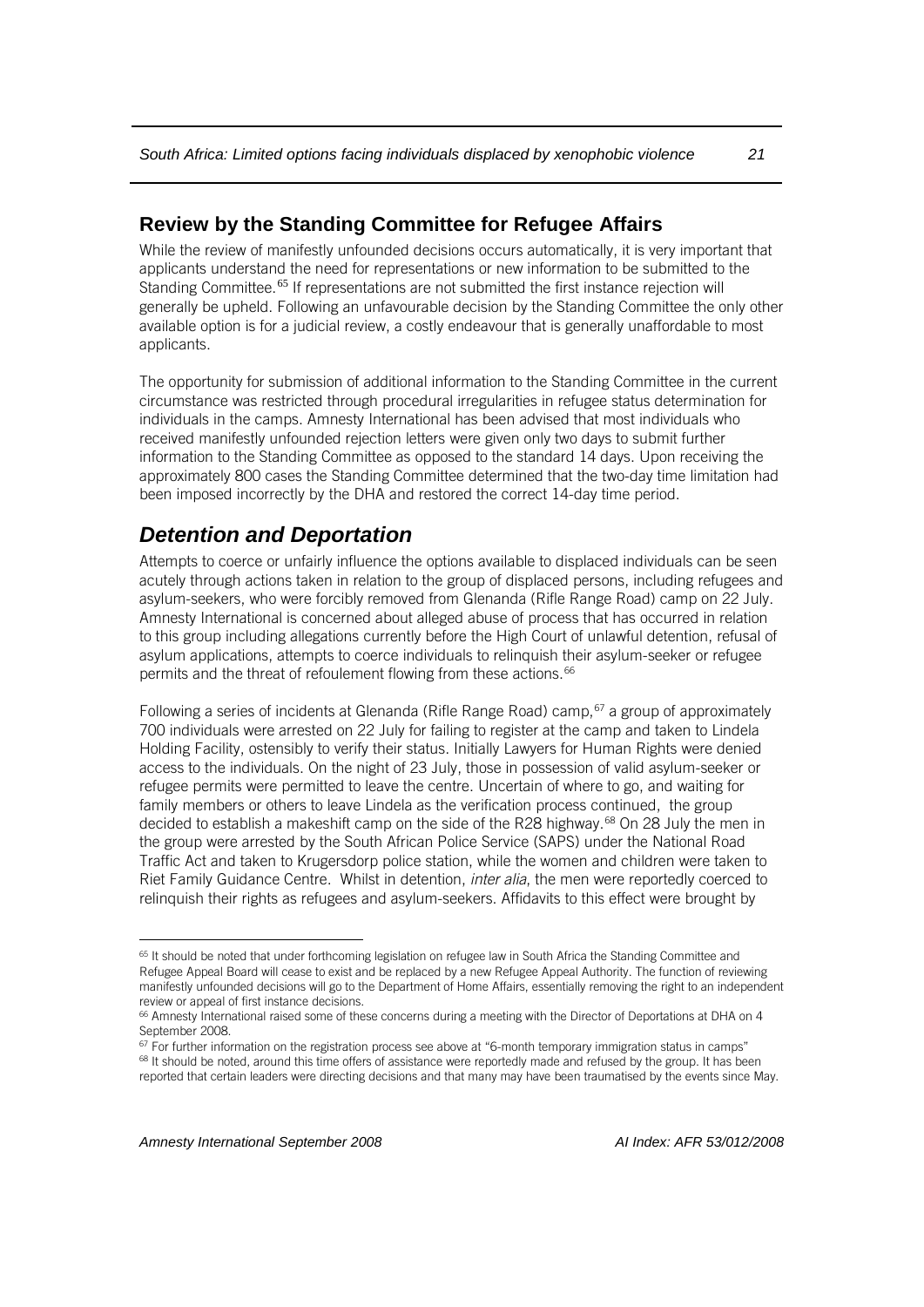## Review by the Standing Committee for Refugee Affairs

While the review of manifestly unfounded decisions occurs automatically, it is very important that applicants understand the need for representations or new information to be submitted to the Standing Committee.[65] If representations are not submitted the first instance rejection will generally be upheld. Following an unfavourable decision by the Standing Committee the only other available option is for a judicial review, a costly endeavour that is generally unaffordable to most applicants.

The opportunity for submission of additional information to the Standing Committee in the current circumstance was restricted through procedural irregularities in refugee status determination for individuals in the camps. Amnesty International has been advised that most individuals who received manifestly unfounded rejection letters were given only two days to submit further information to the Standing Committee as opposed to the standard 14 days. Upon receiving the approximately 800 cases the Standing Committee determined that the two-day time limitation had been imposed incorrectly by the DHA and restored the correct 14-day time period.

# *Detention and Deportation*

Attempts to coerce or unfairly influence the options available to displaced individuals can be seen acutely through actions taken in relation to the group of displaced persons, including refugees and asylum-seekers, who were forcibly removed from Glenanda (Rifle Range Road) camp on 22 July. Amnesty International is concerned about alleged abuse of process that has occurred in relation to this group including allegations currently before the High Court of unlawful detention, refusal of asylum applications, attempts to coerce individuals to relinquish their asylum-seeker or refugee permits and the threat of refoulement flowing from these actions.[66]

Following a series of incidents at Glenanda (Rifle Range Road) camp,[67] a group of approximately 700 individuals were arrested on 22 July for failing to register at the camp and taken to Lindela Holding Facility, ostensibly to verify their status. Initially Lawyers for Human Rights were denied access to the individuals. On the night of 23 July, those in possession of valid asylum-seeker or refugee permits were permitted to leave the centre. Uncertain of where to go, and waiting for family members or others to leave Lindela as the verification process continued, the group decided to establish a makeshift camp on the side of the R28 highway.[68] On 28 July the men in the group were arrested by the South African Police Service (SAPS) under the National Road Traffic Act and taken to Krugersdorp police station, while the women and children were taken to Riet Family Guidance Centre. Whilst in detention, *inter alia*, the men were reportedly coerced to relinquish their rights as refugees and asylum-seekers. Affidavits to this effect were brought by

---

[65] It should be noted that under forthcoming legislation on refugee law in South Africa the Standing Committee and Refugee Appeal Board will cease to exist and be replaced by a new Refugee Appeal Authority. The function of reviewing manifestly unfounded decisions will go to the Department of Home Affairs, essentially removing the right to an independent review or appeal of first instance decisions.

[66] Amnesty International raised some of these concerns during a meeting with the Director of Deportations at DHA on 4 September 2008.

[67] For further information on the registration process see above at "6-month temporary immigration status in camps"

[68] It should be noted, around this time offers of assistance were reportedly made and refused by the group. It has been reported that certain leaders were directing decisions and that many may have been traumatised by the events since May.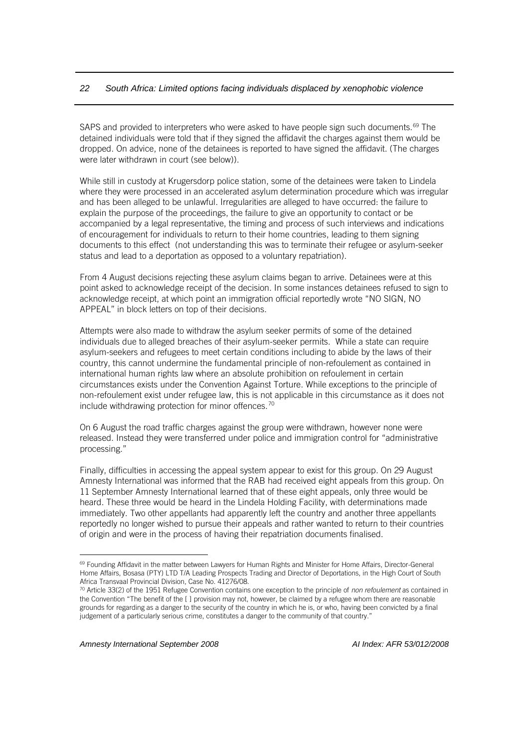SAPS and provided to interpreters who were asked to have people sign such documents.[69] The detained individuals were told that if they signed the affidavit the charges against them would be dropped. On advice, none of the detainees is reported to have signed the affidavit. (The charges were later withdrawn in court (see below)).

While still in custody at Krugersdorp police station, some of the detainees were taken to Lindela where they were processed in an accelerated asylum determination procedure which was irregular and has been alleged to be unlawful. Irregularities are alleged to have occurred: the failure to explain the purpose of the proceedings, the failure to give an opportunity to contact or be accompanied by a legal representative, the timing and process of such interviews and indications of encouragement for individuals to return to their home countries, leading to them signing documents to this effect (not understanding this was to terminate their refugee or asylum-seeker status and lead to a deportation as opposed to a voluntary repatriation).

From 4 August decisions rejecting these asylum claims began to arrive. Detainees were at this point asked to acknowledge receipt of the decision. In some instances detainees refused to sign to acknowledge receipt, at which point an immigration official reportedly wrote "NO SIGN, NO APPEAL" in block letters on top of their decisions.

Attempts were also made to withdraw the asylum seeker permits of some of the detained individuals due to alleged breaches of their asylum-seeker permits. While a state can require asylum-seekers and refugees to meet certain conditions including to abide by the laws of their country, this cannot undermine the fundamental principle of non-refoulement as contained in international human rights law where an absolute prohibition on refoulement in certain circumstances exists under the Convention Against Torture. While exceptions to the principle of non-refoulement exist under refugee law, this is not applicable in this circumstance as it does not include withdrawing protection for minor offences.[70]

On 6 August the road traffic charges against the group were withdrawn, however none were released. Instead they were transferred under police and immigration control for "administrative processing."

Finally, difficulties in accessing the appeal system appear to exist for this group. On 29 August Amnesty International was informed that the RAB had received eight appeals from this group. On 11 September Amnesty International learned that of these eight appeals, only three would be heard. These three would be heard in the Lindela Holding Facility, with determinations made immediately. Two other appellants had apparently left the country and another three appellants reportedly no longer wished to pursue their appeals and rather wanted to return to their countries of origin and were in the process of having their repatriation documents finalised.

---

[69] Founding Affidavit in the matter between Lawyers for Human Rights and Minister for Home Affairs, Director-General Home Affairs, Bosasa (PTY) LTD T/A Leading Prospects Trading and Director of Deportations, in the High Court of South Africa Transvaal Provincial Division, Case No. 41276/08.

[70] Article 33(2) of the 1951 Refugee Convention contains one exception to the principle of *non refoulement* as contained in the Convention "The benefit of the [ ] provision may not, however, be claimed by a refugee whom there are reasonable grounds for regarding as a danger to the security of the country in which he is, or who, having been convicted by a final judgement of a particularly serious crime, constitutes a danger to the community of that country."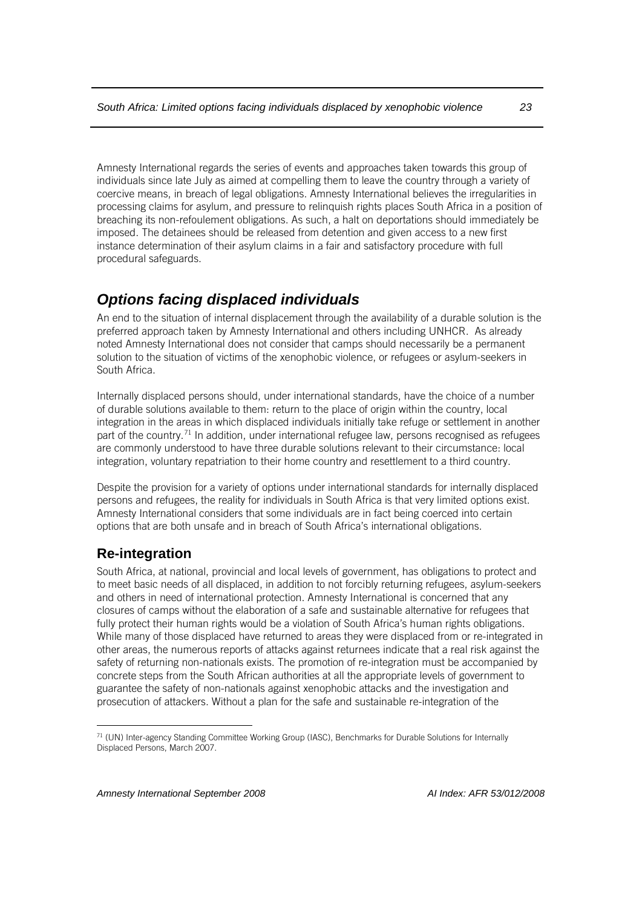Amnesty International regards the series of events and approaches taken towards this group of individuals since late July as aimed at compelling them to leave the country through a variety of coercive means, in breach of legal obligations. Amnesty International believes the irregularities in processing claims for asylum, and pressure to relinquish rights places South Africa in a position of breaching its non-refoulement obligations. As such, a halt on deportations should immediately be imposed. The detainees should be released from detention and given access to a new first instance determination of their asylum claims in a fair and satisfactory procedure with full procedural safeguards.

## *Options facing displaced individuals*

An end to the situation of internal displacement through the availability of a durable solution is the preferred approach taken by Amnesty International and others including UNHCR. As already noted Amnesty International does not consider that camps should necessarily be a permanent solution to the situation of victims of the xenophobic violence, or refugees or asylum-seekers in South Africa.

Internally displaced persons should, under international standards, have the choice of a number of durable solutions available to them: return to the place of origin within the country, local integration in the areas in which displaced individuals initially take refuge or settlement in another part of the country.[71] In addition, under international refugee law, persons recognised as refugees are commonly understood to have three durable solutions relevant to their circumstance: local integration, voluntary repatriation to their home country and resettlement to a third country.

Despite the provision for a variety of options under international standards for internally displaced persons and refugees, the reality for individuals in South Africa is that very limited options exist. Amnesty International considers that some individuals are in fact being coerced into certain options that are both unsafe and in breach of South Africa's international obligations.

### Re-integration

South Africa, at national, provincial and local levels of government, has obligations to protect and to meet basic needs of all displaced, in addition to not forcibly returning refugees, asylum-seekers and others in need of international protection. Amnesty International is concerned that any closures of camps without the elaboration of a safe and sustainable alternative for refugees that fully protect their human rights would be a violation of South Africa's human rights obligations. While many of those displaced have returned to areas they were displaced from or re-integrated in other areas, the numerous reports of attacks against returnees indicate that a real risk against the safety of returning non-nationals exists. The promotion of re-integration must be accompanied by concrete steps from the South African authorities at all the appropriate levels of government to guarantee the safety of non-nationals against xenophobic attacks and the investigation and prosecution of attackers. Without a plan for the safe and sustainable re-integration of the

[71] (UN) Inter-agency Standing Committee Working Group (IASC), Benchmarks for Durable Solutions for Internally Displaced Persons, March 2007.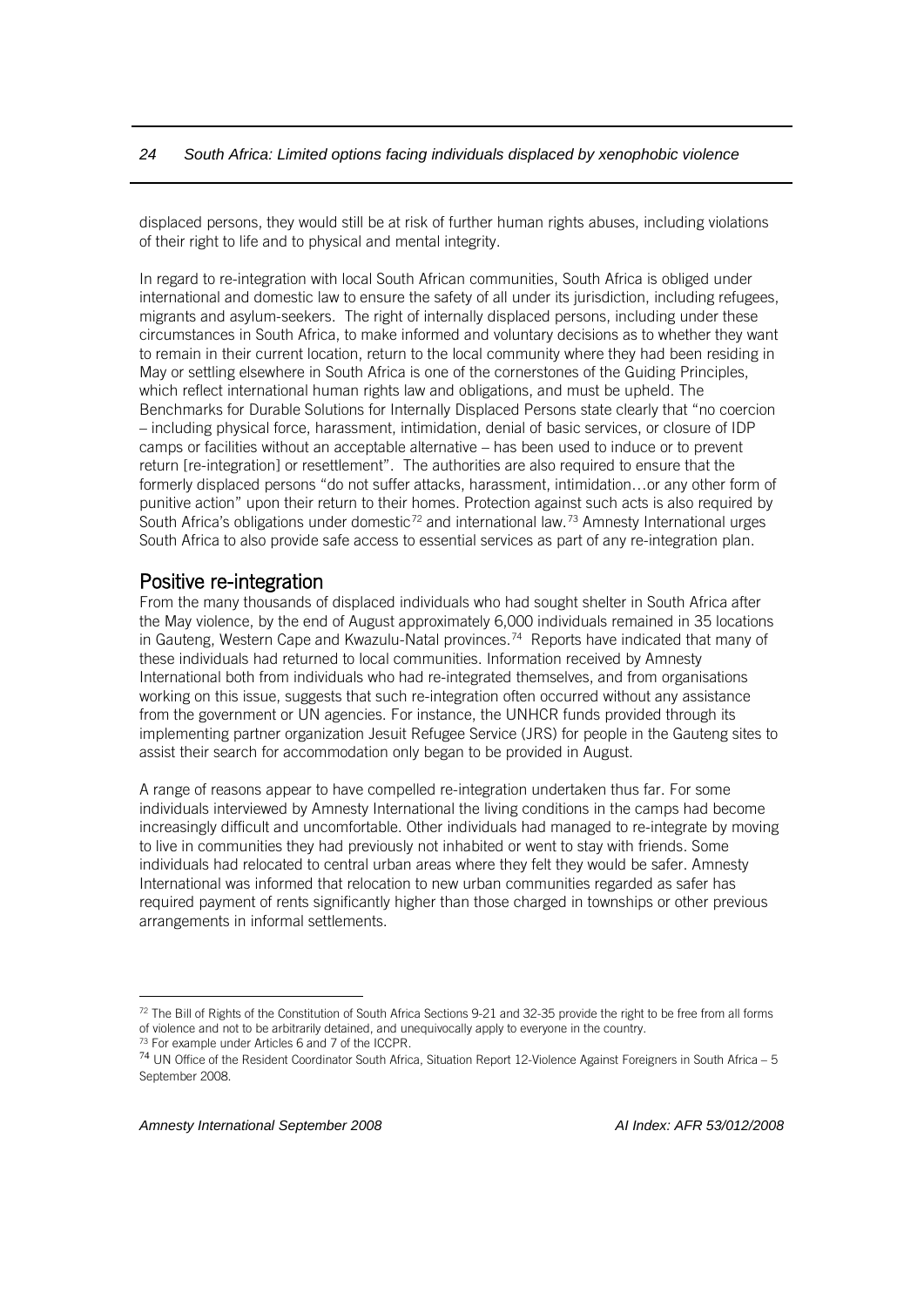displaced persons, they would still be at risk of further human rights abuses, including violations of their right to life and to physical and mental integrity.

In regard to re-integration with local South African communities, South Africa is obliged under international and domestic law to ensure the safety of all under its jurisdiction, including refugees, migrants and asylum-seekers. The right of internally displaced persons, including under these circumstances in South Africa, to make informed and voluntary decisions as to whether they want to remain in their current location, return to the local community where they had been residing in May or settling elsewhere in South Africa is one of the cornerstones of the Guiding Principles, which reflect international human rights law and obligations, and must be upheld. The Benchmarks for Durable Solutions for Internally Displaced Persons state clearly that "no coercion – including physical force, harassment, intimidation, denial of basic services, or closure of IDP camps or facilities without an acceptable alternative – has been used to induce or to prevent return [re-integration] or resettlement". The authorities are also required to ensure that the formerly displaced persons "do not suffer attacks, harassment, intimidation…or any other form of punitive action" upon their return to their homes. Protection against such acts is also required by South Africa's obligations under domestic[72] and international law.[73] Amnesty International urges South Africa to also provide safe access to essential services as part of any re-integration plan.

## Positive re-integration

From the many thousands of displaced individuals who had sought shelter in South Africa after the May violence, by the end of August approximately 6,000 individuals remained in 35 locations in Gauteng, Western Cape and Kwazulu-Natal provinces.[74] Reports have indicated that many of these individuals had returned to local communities. Information received by Amnesty International both from individuals who had re-integrated themselves, and from organisations working on this issue, suggests that such re-integration often occurred without any assistance from the government or UN agencies. For instance, the UNHCR funds provided through its implementing partner organization Jesuit Refugee Service (JRS) for people in the Gauteng sites to assist their search for accommodation only began to be provided in August.

A range of reasons appear to have compelled re-integration undertaken thus far. For some individuals interviewed by Amnesty International the living conditions in the camps had become increasingly difficult and uncomfortable. Other individuals had managed to re-integrate by moving to live in communities they had previously not inhabited or went to stay with friends. Some individuals had relocated to central urban areas where they felt they would be safer. Amnesty International was informed that relocation to new urban communities regarded as safer has required payment of rents significantly higher than those charged in townships or other previous arrangements in informal settlements.

---

[72] The Bill of Rights of the Constitution of South Africa Sections 9-21 and 32-35 provide the right to be free from all forms of violence and not to be arbitrarily detained, and unequivocally apply to everyone in the country.

[73] For example under Articles 6 and 7 of the ICCPR.

[74] UN Office of the Resident Coordinator South Africa, Situation Report 12-Violence Against Foreigners in South Africa – 5 September 2008.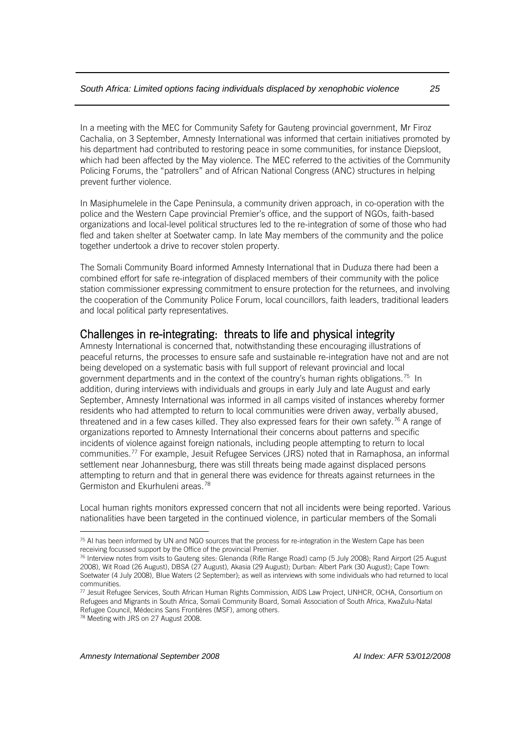In a meeting with the MEC for Community Safety for Gauteng provincial government, Mr Firoz Cachalia, on 3 September, Amnesty International was informed that certain initiatives promoted by his department had contributed to restoring peace in some communities, for instance Diepsloot, which had been affected by the May violence. The MEC referred to the activities of the Community Policing Forums, the "patrollers" and of African National Congress (ANC) structures in helping prevent further violence.

In Masiphumelele in the Cape Peninsula, a community driven approach, in co-operation with the police and the Western Cape provincial Premier's office, and the support of NGOs, faith-based organizations and local-level political structures led to the re-integration of some of those who had fled and taken shelter at Soetwater camp. In late May members of the community and the police together undertook a drive to recover stolen property.

The Somali Community Board informed Amnesty International that in Duduza there had been a combined effort for safe re-integration of displaced members of their community with the police station commissioner expressing commitment to ensure protection for the returnees, and involving the cooperation of the Community Police Forum, local councillors, faith leaders, traditional leaders and local political party representatives.

## Challenges in re-integrating: threats to life and physical integrity

Amnesty International is concerned that, notwithstanding these encouraging illustrations of peaceful returns, the processes to ensure safe and sustainable re-integration have not and are not being developed on a systematic basis with full support of relevant provincial and local government departments and in the context of the country's human rights obligations.[75] In addition, during interviews with individuals and groups in early July and late August and early September, Amnesty International was informed in all camps visited of instances whereby former residents who had attempted to return to local communities were driven away, verbally abused, threatened and in a few cases killed. They also expressed fears for their own safety.[76] A range of organizations reported to Amnesty International their concerns about patterns and specific incidents of violence against foreign nationals, including people attempting to return to local communities.[77] For example, Jesuit Refugee Services (JRS) noted that in Ramaphosa, an informal settlement near Johannesburg, there was still threats being made against displaced persons attempting to return and that in general there was evidence for threats against returnees in the Germiston and Ekurhuleni areas.[78]

Local human rights monitors expressed concern that not all incidents were being reported. Various nationalities have been targeted in the continued violence, in particular members of the Somali

---

[75] AI has been informed by UN and NGO sources that the process for re-integration in the Western Cape has been receiving focussed support by the Office of the provincial Premier.

[76] Interview notes from visits to Gauteng sites: Glenanda (Rifle Range Road) camp (5 July 2008); Rand Airport (25 August 2008), Wit Road (26 August), DBSA (27 August), Akasia (29 August); Durban: Albert Park (30 August); Cape Town: Soetwater (4 July 2008), Blue Waters (2 September); as well as interviews with some individuals who had returned to local communities.

[77] Jesuit Refugee Services, South African Human Rights Commission, AIDS Law Project, UNHCR, OCHA, Consortium on Refugees and Migrants in South Africa, Somali Community Board, Somali Association of South Africa, KwaZulu-Natal Refugee Council, Médecins Sans Frontières (MSF), among others.

[78] Meeting with JRS on 27 August 2008.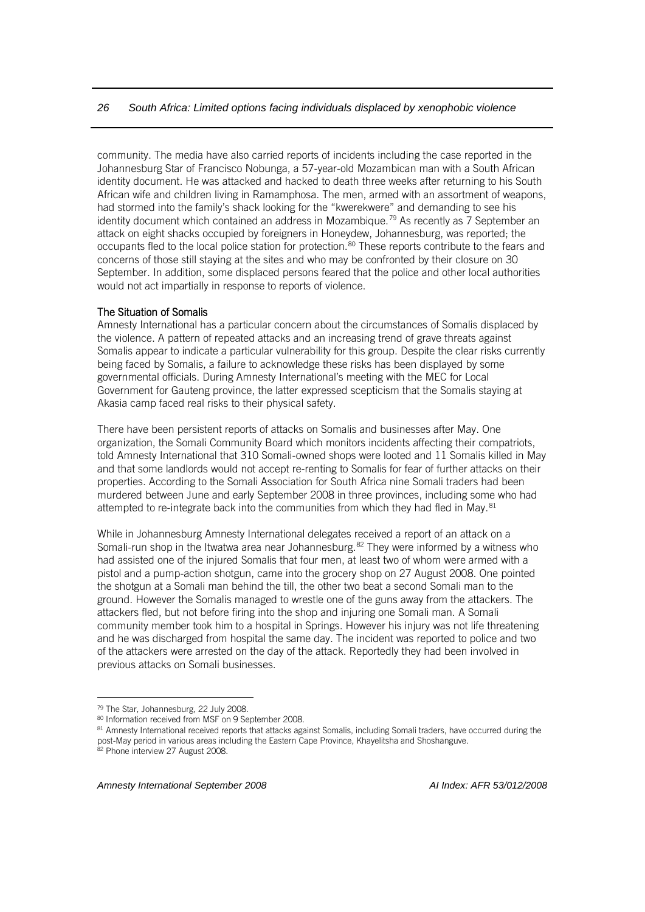community. The media have also carried reports of incidents including the case reported in the Johannesburg Star of Francisco Nobunga, a 57-year-old Mozambican man with a South African identity document. He was attacked and hacked to death three weeks after returning to his South African wife and children living in Ramamphosa. The men, armed with an assortment of weapons, had stormed into the family's shack looking for the "kwerekwere" and demanding to see his identity document which contained an address in Mozambique.[79] As recently as 7 September an attack on eight shacks occupied by foreigners in Honeydew, Johannesburg, was reported; the occupants fled to the local police station for protection.[80] These reports contribute to the fears and concerns of those still staying at the sites and who may be confronted by their closure on 30 September. In addition, some displaced persons feared that the police and other local authorities would not act impartially in response to reports of violence.

### The Situation of Somalis

Amnesty International has a particular concern about the circumstances of Somalis displaced by the violence. A pattern of repeated attacks and an increasing trend of grave threats against Somalis appear to indicate a particular vulnerability for this group. Despite the clear risks currently being faced by Somalis, a failure to acknowledge these risks has been displayed by some governmental officials. During Amnesty International's meeting with the MEC for Local Government for Gauteng province, the latter expressed scepticism that the Somalis staying at Akasia camp faced real risks to their physical safety.

There have been persistent reports of attacks on Somalis and businesses after May. One organization, the Somali Community Board which monitors incidents affecting their compatriots, told Amnesty International that 310 Somali-owned shops were looted and 11 Somalis killed in May and that some landlords would not accept re-renting to Somalis for fear of further attacks on their properties. According to the Somali Association for South Africa nine Somali traders had been murdered between June and early September 2008 in three provinces, including some who had attempted to re-integrate back into the communities from which they had fled in May.[81]

While in Johannesburg Amnesty International delegates received a report of an attack on a Somali-run shop in the Itwatwa area near Johannesburg.[82] They were informed by a witness who had assisted one of the injured Somalis that four men, at least two of whom were armed with a pistol and a pump-action shotgun, came into the grocery shop on 27 August 2008. One pointed the shotgun at a Somali man behind the till, the other two beat a second Somali man to the ground. However the Somalis managed to wrestle one of the guns away from the attackers. The attackers fled, but not before firing into the shop and injuring one Somali man. A Somali community member took him to a hospital in Springs. However his injury was not life threatening and he was discharged from hospital the same day. The incident was reported to police and two of the attackers were arrested on the day of the attack. Reportedly they had been involved in previous attacks on Somali businesses.

---

[79] The Star, Johannesburg, 22 July 2008.

[80] Information received from MSF on 9 September 2008.

[81] Amnesty International received reports that attacks against Somalis, including Somali traders, have occurred during the post-May period in various areas including the Eastern Cape Province, Khayelitsha and Shoshanguve.

[82] Phone interview 27 August 2008.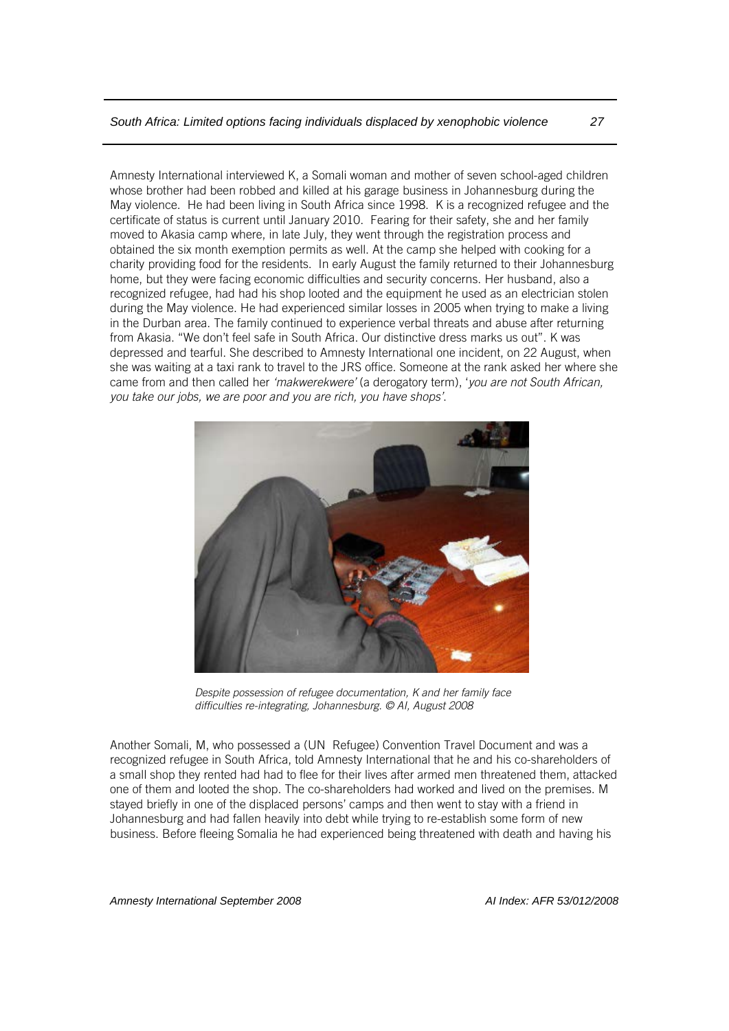Amnesty International interviewed K, a Somali woman and mother of seven school-aged children whose brother had been robbed and killed at his garage business in Johannesburg during the May violence. He had been living in South Africa since 1998. K is a recognized refugee and the certificate of status is current until January 2010. Fearing for their safety, she and her family moved to Akasia camp where, in late July, they went through the registration process and obtained the six month exemption permits as well. At the camp she helped with cooking for a charity providing food for the residents. In early August the family returned to their Johannesburg home, but they were facing economic difficulties and security concerns. Her husband, also a recognized refugee, had had his shop looted and the equipment he used as an electrician stolen during the May violence. He had experienced similar losses in 2005 when trying to make a living in the Durban area. The family continued to experience verbal threats and abuse after returning from Akasia. "We don't feel safe in South Africa. Our distinctive dress marks us out". K was depressed and tearful. She described to Amnesty International one incident, on 22 August, when she was waiting at a taxi rank to travel to the JRS office. Someone at the rank asked her where she came from and then called her *'makwerekwere'* (a derogatory term), '*you are not South African, you take our jobs, we are poor and you are rich, you have shops'*.

*Despite possession of refugee documentation, K and her family face difficulties re-integrating, Johannesburg. © AI, August 2008*

Another Somali, M, who possessed a (UN Refugee) Convention Travel Document and was a recognized refugee in South Africa, told Amnesty International that he and his co-shareholders of a small shop they rented had had to flee for their lives after armed men threatened them, attacked one of them and looted the shop. The co-shareholders had worked and lived on the premises. M stayed briefly in one of the displaced persons' camps and then went to stay with a friend in Johannesburg and had fallen heavily into debt while trying to re-establish some form of new business. Before fleeing Somalia he had experienced being threatened with death and having his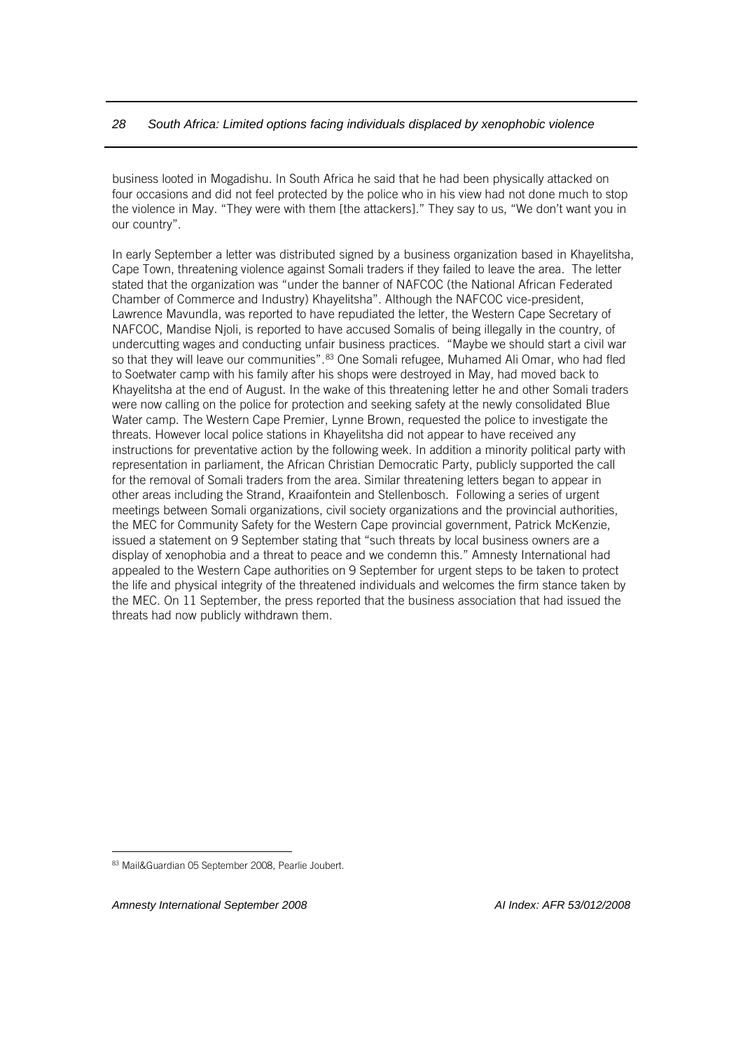business looted in Mogadishu. In South Africa he said that he had been physically attacked on four occasions and did not feel protected by the police who in his view had not done much to stop the violence in May. "They were with them [the attackers]." They say to us, "We don't want you in our country".

In early September a letter was distributed signed by a business organization based in Khayelitsha, Cape Town, threatening violence against Somali traders if they failed to leave the area. The letter stated that the organization was "under the banner of NAFCOC (the National African Federated Chamber of Commerce and Industry) Khayelitsha". Although the NAFCOC vice-president, Lawrence Mavundla, was reported to have repudiated the letter, the Western Cape Secretary of NAFCOC, Mandise Njoli, is reported to have accused Somalis of being illegally in the country, of undercutting wages and conducting unfair business practices. "Maybe we should start a civil war so that they will leave our communities".[83] One Somali refugee, Muhamed Ali Omar, who had fled to Soetwater camp with his family after his shops were destroyed in May, had moved back to Khayelitsha at the end of August. In the wake of this threatening letter he and other Somali traders were now calling on the police for protection and seeking safety at the newly consolidated Blue Water camp. The Western Cape Premier, Lynne Brown, requested the police to investigate the threats. However local police stations in Khayelitsha did not appear to have received any instructions for preventative action by the following week. In addition a minority political party with representation in parliament, the African Christian Democratic Party, publicly supported the call for the removal of Somali traders from the area. Similar threatening letters began to appear in other areas including the Strand, Kraaifontein and Stellenbosch. Following a series of urgent meetings between Somali organizations, civil society organizations and the provincial authorities, the MEC for Community Safety for the Western Cape provincial government, Patrick McKenzie, issued a statement on 9 September stating that "such threats by local business owners are a display of xenophobia and a threat to peace and we condemn this." Amnesty International had appealed to the Western Cape authorities on 9 September for urgent steps to be taken to protect the life and physical integrity of the threatened individuals and welcomes the firm stance taken by the MEC. On 11 September, the press reported that the business association that had issued the threats had now publicly withdrawn them.

[83] Mail&Guardian 05 September 2008, Pearlie Joubert.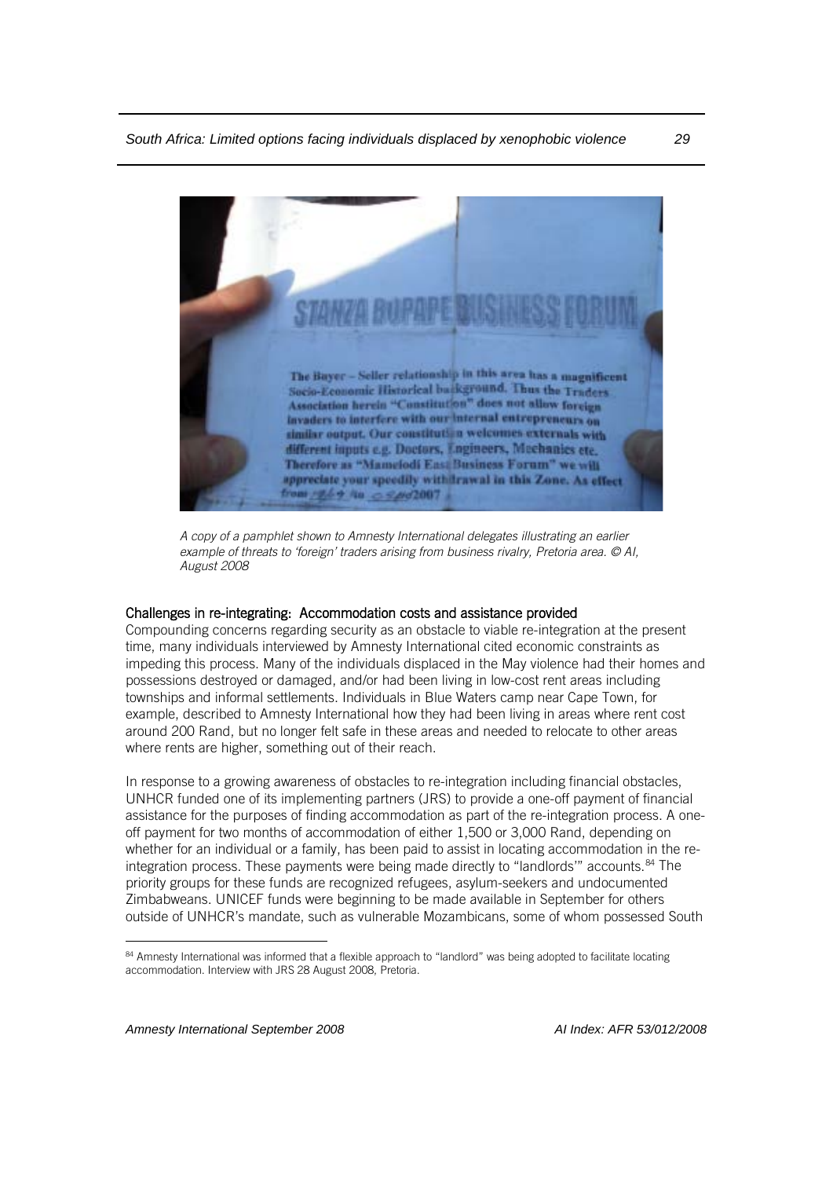*A copy of a pamphlet shown to Amnesty International delegates illustrating an earlier example of threats to 'foreign' traders arising from business rivalry, Pretoria area. © AI, August 2008*

### Challenges in re-integrating: Accommodation costs and assistance provided

Compounding concerns regarding security as an obstacle to viable re-integration at the present time, many individuals interviewed by Amnesty International cited economic constraints as impeding this process. Many of the individuals displaced in the May violence had their homes and possessions destroyed or damaged, and/or had been living in low-cost rent areas including townships and informal settlements. Individuals in Blue Waters camp near Cape Town, for example, described to Amnesty International how they had been living in areas where rent cost around 200 Rand, but no longer felt safe in these areas and needed to relocate to other areas where rents are higher, something out of their reach.

In response to a growing awareness of obstacles to re-integration including financial obstacles, UNHCR funded one of its implementing partners (JRS) to provide a one-off payment of financial assistance for the purposes of finding accommodation as part of the re-integration process. A one-off payment for two months of accommodation of either 1,500 or 3,000 Rand, depending on whether for an individual or a family, has been paid to assist in locating accommodation in the re-integration process. These payments were being made directly to "landlords'" accounts.[84] The priority groups for these funds are recognized refugees, asylum-seekers and undocumented Zimbabweans. UNICEF funds were beginning to be made available in September for others outside of UNHCR's mandate, such as vulnerable Mozambicans, some of whom possessed South

---

[84] Amnesty International was informed that a flexible approach to "landlord" was being adopted to facilitate locating accommodation. Interview with JRS 28 August 2008, Pretoria.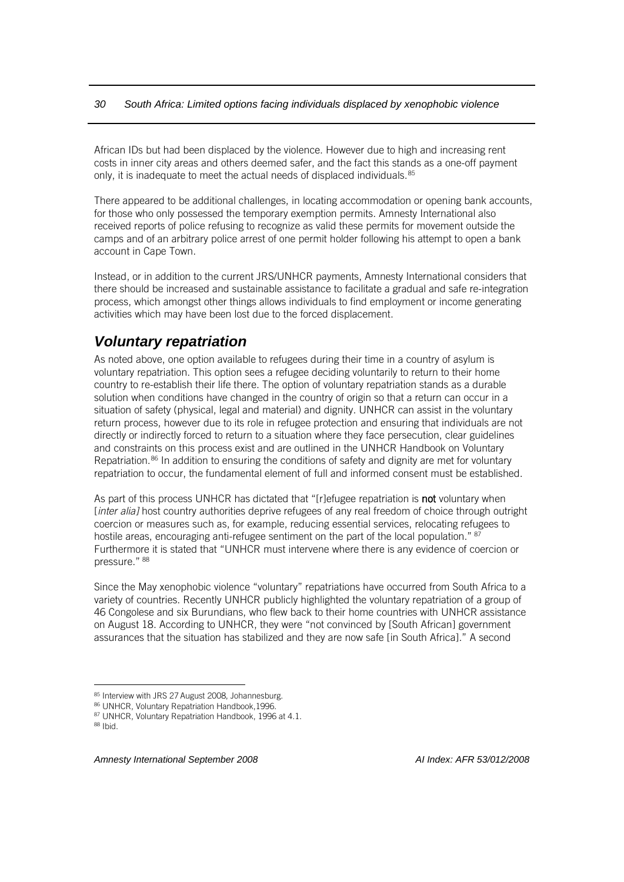African IDs but had been displaced by the violence. However due to high and increasing rent costs in inner city areas and others deemed safer, and the fact this stands as a one-off payment only, it is inadequate to meet the actual needs of displaced individuals.[85]

There appeared to be additional challenges, in locating accommodation or opening bank accounts, for those who only possessed the temporary exemption permits. Amnesty International also received reports of police refusing to recognize as valid these permits for movement outside the camps and of an arbitrary police arrest of one permit holder following his attempt to open a bank account in Cape Town.

Instead, or in addition to the current JRS/UNHCR payments, Amnesty International considers that there should be increased and sustainable assistance to facilitate a gradual and safe re-integration process, which amongst other things allows individuals to find employment or income generating activities which may have been lost due to the forced displacement.

## *Voluntary repatriation*

As noted above, one option available to refugees during their time in a country of asylum is voluntary repatriation. This option sees a refugee deciding voluntarily to return to their home country to re-establish their life there. The option of voluntary repatriation stands as a durable solution when conditions have changed in the country of origin so that a return can occur in a situation of safety (physical, legal and material) and dignity. UNHCR can assist in the voluntary return process, however due to its role in refugee protection and ensuring that individuals are not directly or indirectly forced to return to a situation where they face persecution, clear guidelines and constraints on this process exist and are outlined in the UNHCR Handbook on Voluntary Repatriation.[86] In addition to ensuring the conditions of safety and dignity are met for voluntary repatriation to occur, the fundamental element of full and informed consent must be established.

As part of this process UNHCR has dictated that "[r]efugee repatriation is **not** voluntary when [*inter alia]* host country authorities deprive refugees of any real freedom of choice through outright coercion or measures such as, for example, reducing essential services, relocating refugees to hostile areas, encouraging anti-refugee sentiment on the part of the local population." [87] Furthermore it is stated that "UNHCR must intervene where there is any evidence of coercion or pressure." [88]

Since the May xenophobic violence "voluntary" repatriations have occurred from South Africa to a variety of countries. Recently UNHCR publicly highlighted the voluntary repatriation of a group of 46 Congolese and six Burundians, who flew back to their home countries with UNHCR assistance on August 18. According to UNHCR, they were "not convinced by [South African] government assurances that the situation has stabilized and they are now safe [in South Africa]." A second

---

[85] Interview with JRS 27 August 2008, Johannesburg.

[86] UNHCR, Voluntary Repatriation Handbook,1996.

[87] UNHCR, Voluntary Repatriation Handbook, 1996 at 4.1.

[88] Ibid.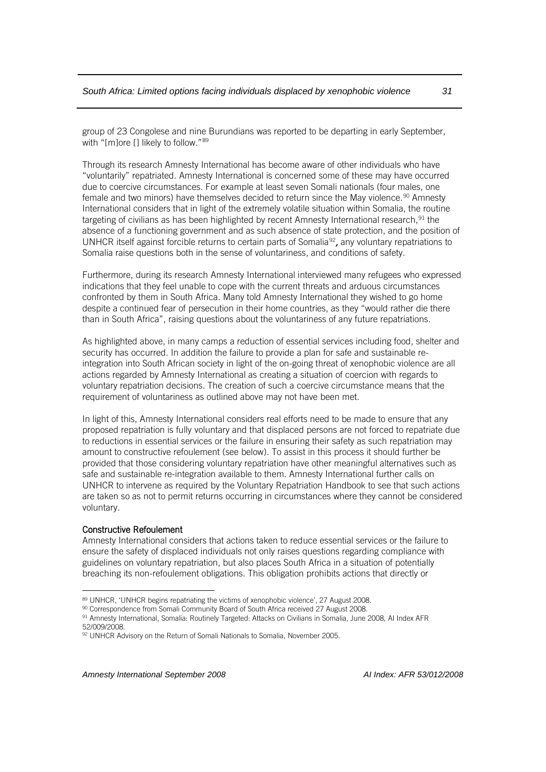group of 23 Congolese and nine Burundians was reported to be departing in early September, with "[m]ore [] likely to follow."[89]

Through its research Amnesty International has become aware of other individuals who have "voluntarily" repatriated. Amnesty International is concerned some of these may have occurred due to coercive circumstances. For example at least seven Somali nationals (four males, one female and two minors) have themselves decided to return since the May violence.[90] Amnesty International considers that in light of the extremely volatile situation within Somalia, the routine targeting of civilians as has been highlighted by recent Amnesty International research,[91] the absence of a functioning government and as such absence of state protection, and the position of UNHCR itself against forcible returns to certain parts of Somalia[92], any voluntary repatriations to Somalia raise questions both in the sense of voluntariness, and conditions of safety.

Furthermore, during its research Amnesty International interviewed many refugees who expressed indications that they feel unable to cope with the current threats and arduous circumstances confronted by them in South Africa. Many told Amnesty International they wished to go home despite a continued fear of persecution in their home countries, as they "would rather die there than in South Africa", raising questions about the voluntariness of any future repatriations.

As highlighted above, in many camps a reduction of essential services including food, shelter and security has occurred. In addition the failure to provide a plan for safe and sustainable re-integration into South African society in light of the on-going threat of xenophobic violence are all actions regarded by Amnesty International as creating a situation of coercion with regards to voluntary repatriation decisions. The creation of such a coercive circumstance means that the requirement of voluntariness as outlined above may not have been met.

In light of this, Amnesty International considers real efforts need to be made to ensure that any proposed repatriation is fully voluntary and that displaced persons are not forced to repatriate due to reductions in essential services or the failure in ensuring their safety as such repatriation may amount to constructive refoulement (see below). To assist in this process it should further be provided that those considering voluntary repatriation have other meaningful alternatives such as safe and sustainable re-integration available to them. Amnesty International further calls on UNHCR to intervene as required by the Voluntary Repatriation Handbook to see that such actions are taken so as not to permit returns occurring in circumstances where they cannot be considered voluntary.

**Constructive Refoulement**

Amnesty International considers that actions taken to reduce essential services or the failure to ensure the safety of displaced individuals not only raises questions regarding compliance with guidelines on voluntary repatriation, but also places South Africa in a situation of potentially breaching its non-refoulement obligations. This obligation prohibits actions that directly or

---

[89] UNHCR, 'UNHCR begins repatriating the victims of xenophobic violence', 27 August 2008.

[90] Correspondence from Somali Community Board of South Africa received 27 August 2008.

[91] Amnesty International, Somalia: Routinely Targeted: Attacks on Civilians in Somalia, June 2008, AI Index AFR 52/009/2008.

[92] UNHCR Advisory on the Return of Somali Nationals to Somalia, November 2005.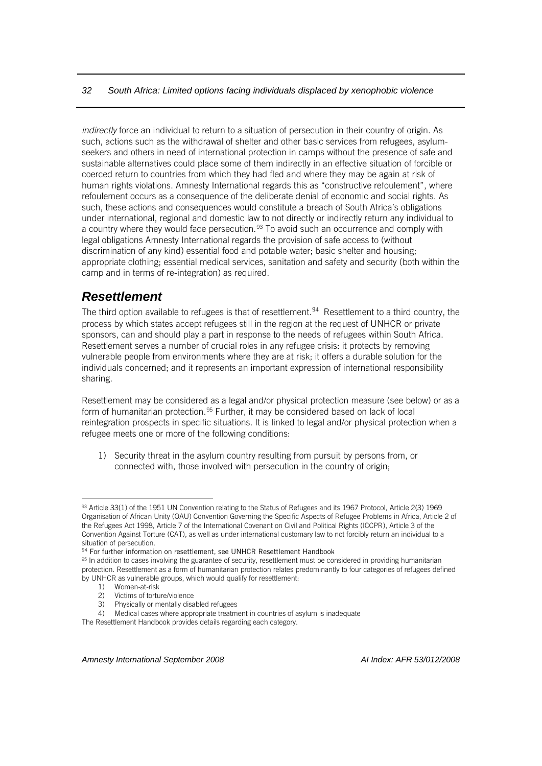*indirectly* force an individual to return to a situation of persecution in their country of origin. As such, actions such as the withdrawal of shelter and other basic services from refugees, asylum-seekers and others in need of international protection in camps without the presence of safe and sustainable alternatives could place some of them indirectly in an effective situation of forcible or coerced return to countries from which they had fled and where they may be again at risk of human rights violations. Amnesty International regards this as "constructive refoulement", where refoulement occurs as a consequence of the deliberate denial of economic and social rights. As such, these actions and consequences would constitute a breach of South Africa's obligations under international, regional and domestic law to not directly or indirectly return any individual to a country where they would face persecution.[93] To avoid such an occurrence and comply with legal obligations Amnesty International regards the provision of safe access to (without discrimination of any kind) essential food and potable water; basic shelter and housing; appropriate clothing; essential medical services, sanitation and safety and security (both within the camp and in terms of re-integration) as required.

## *Resettlement*

The third option available to refugees is that of resettlement.[94] Resettlement to a third country, the process by which states accept refugees still in the region at the request of UNHCR or private sponsors, can and should play a part in response to the needs of refugees within South Africa. Resettlement serves a number of crucial roles in any refugee crisis: it protects by removing vulnerable people from environments where they are at risk; it offers a durable solution for the individuals concerned; and it represents an important expression of international responsibility sharing.

Resettlement may be considered as a legal and/or physical protection measure (see below) or as a form of humanitarian protection.[95] Further, it may be considered based on lack of local reintegration prospects in specific situations. It is linked to legal and/or physical protection when a refugee meets one or more of the following conditions:

1) Security threat in the asylum country resulting from pursuit by persons from, or connected with, those involved with persecution in the country of origin;

---

[93] Article 33(1) of the 1951 UN Convention relating to the Status of Refugees and its 1967 Protocol, Article 2(3) 1969 Organisation of African Unity (OAU) Convention Governing the Specific Aspects of Refugee Problems in Africa, Article 2 of the Refugees Act 1998, Article 7 of the International Covenant on Civil and Political Rights (ICCPR), Article 3 of the Convention Against Torture (CAT), as well as under international customary law to not forcibly return an individual to a situation of persecution.

[94] For further information on resettlement, see UNHCR Resettlement Handbook

[95] In addition to cases involving the guarantee of security, resettlement must be considered in providing humanitarian protection. Resettlement as a form of humanitarian protection relates predominantly to four categories of refugees defined by UNHCR as vulnerable groups, which would qualify for resettlement:

1) Women-at-risk
2) Victims of torture/violence
3) Physically or mentally disabled refugees
4) Medical cases where appropriate treatment in countries of asylum is inadequate

The Resettlement Handbook provides details regarding each category.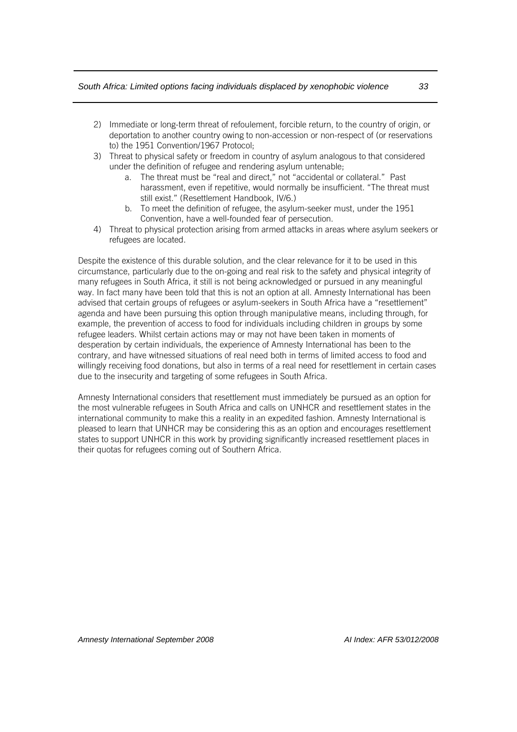2) Immediate or long-term threat of refoulement, forcible return, to the country of origin, or deportation to another country owing to non-accession or non-respect of (or reservations to) the 1951 Convention/1967 Protocol;
3) Threat to physical safety or freedom in country of asylum analogous to that considered under the definition of refugee and rendering asylum untenable;
   a. The threat must be "real and direct," not "accidental or collateral." Past harassment, even if repetitive, would normally be insufficient. "The threat must still exist." (Resettlement Handbook, IV/6.)
   b. To meet the definition of refugee, the asylum-seeker must, under the 1951 Convention, have a well-founded fear of persecution.
4) Threat to physical protection arising from armed attacks in areas where asylum seekers or refugees are located.

Despite the existence of this durable solution, and the clear relevance for it to be used in this circumstance, particularly due to the on-going and real risk to the safety and physical integrity of many refugees in South Africa, it still is not being acknowledged or pursued in any meaningful way. In fact many have been told that this is not an option at all. Amnesty International has been advised that certain groups of refugees or asylum-seekers in South Africa have a "resettlement" agenda and have been pursuing this option through manipulative means, including through, for example, the prevention of access to food for individuals including children in groups by some refugee leaders. Whilst certain actions may or may not have been taken in moments of desperation by certain individuals, the experience of Amnesty International has been to the contrary, and have witnessed situations of real need both in terms of limited access to food and willingly receiving food donations, but also in terms of a real need for resettlement in certain cases due to the insecurity and targeting of some refugees in South Africa.

Amnesty International considers that resettlement must immediately be pursued as an option for the most vulnerable refugees in South Africa and calls on UNHCR and resettlement states in the international community to make this a reality in an expedited fashion. Amnesty International is pleased to learn that UNHCR may be considering this as an option and encourages resettlement states to support UNHCR in this work by providing significantly increased resettlement places in their quotas for refugees coming out of Southern Africa.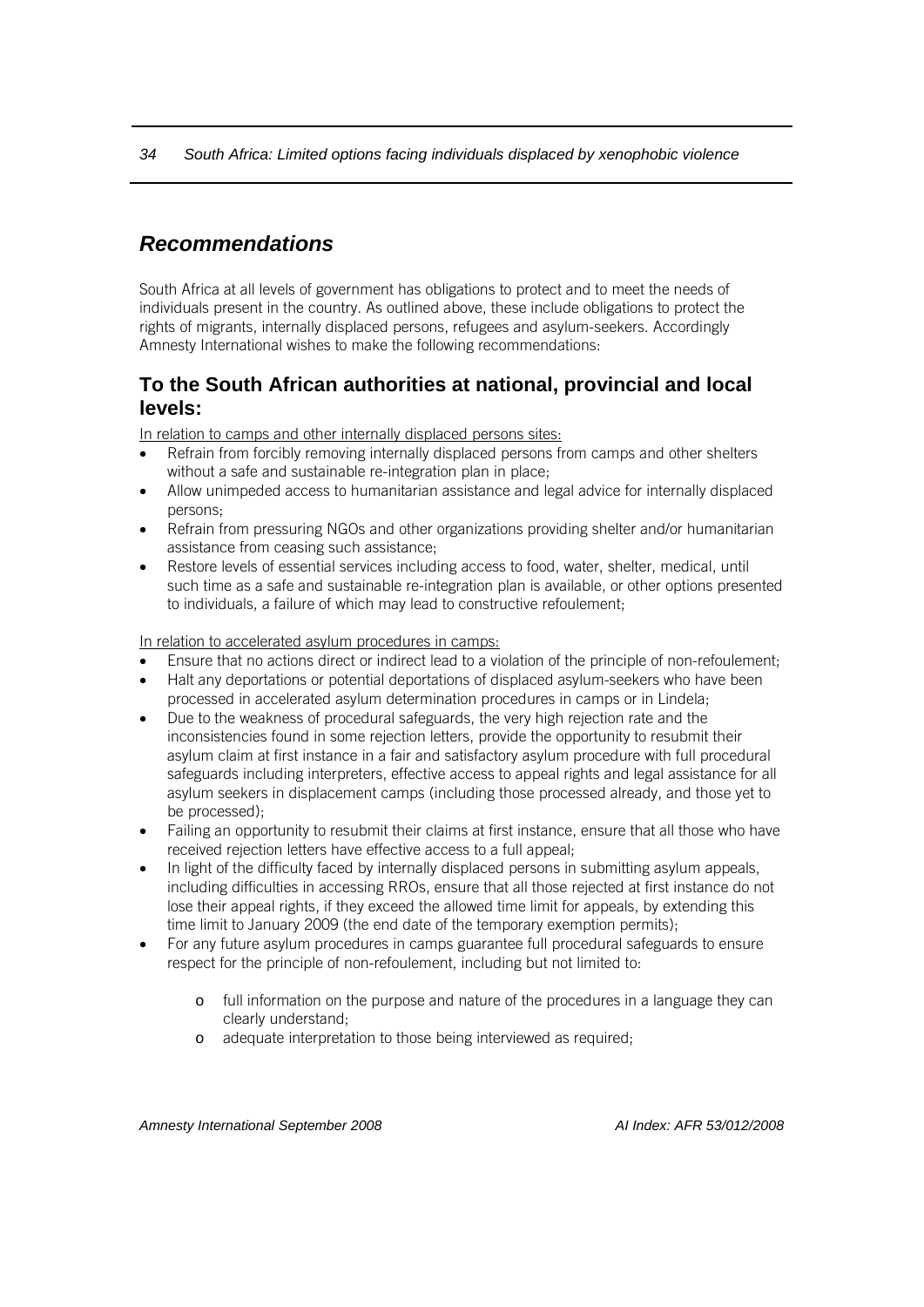## *Recommendations*

South Africa at all levels of government has obligations to protect and to meet the needs of individuals present in the country. As outlined above, these include obligations to protect the rights of migrants, internally displaced persons, refugees and asylum-seekers. Accordingly Amnesty International wishes to make the following recommendations:

### To the South African authorities at national, provincial and local levels:

<u>In relation to camps and other internally displaced persons sites:</u>

- Refrain from forcibly removing internally displaced persons from camps and other shelters without a safe and sustainable re-integration plan in place;
- Allow unimpeded access to humanitarian assistance and legal advice for internally displaced persons;
- Refrain from pressuring NGOs and other organizations providing shelter and/or humanitarian assistance from ceasing such assistance;
- Restore levels of essential services including access to food, water, shelter, medical, until such time as a safe and sustainable re-integration plan is available, or other options presented to individuals, a failure of which may lead to constructive refoulement;

<u>In relation to accelerated asylum procedures in camps:</u>

- Ensure that no actions direct or indirect lead to a violation of the principle of non-refoulement;
- Halt any deportations or potential deportations of displaced asylum-seekers who have been processed in accelerated asylum determination procedures in camps or in Lindela;
- Due to the weakness of procedural safeguards, the very high rejection rate and the inconsistencies found in some rejection letters, provide the opportunity to resubmit their asylum claim at first instance in a fair and satisfactory asylum procedure with full procedural safeguards including interpreters, effective access to appeal rights and legal assistance for all asylum seekers in displacement camps (including those processed already, and those yet to be processed);
- Failing an opportunity to resubmit their claims at first instance, ensure that all those who have received rejection letters have effective access to a full appeal;
- In light of the difficulty faced by internally displaced persons in submitting asylum appeals, including difficulties in accessing RROs, ensure that all those rejected at first instance do not lose their appeal rights, if they exceed the allowed time limit for appeals, by extending this time limit to January 2009 (the end date of the temporary exemption permits);
- For any future asylum procedures in camps guarantee full procedural safeguards to ensure respect for the principle of non-refoulement, including but not limited to:
  - full information on the purpose and nature of the procedures in a language they can clearly understand;
  - adequate interpretation to those being interviewed as required;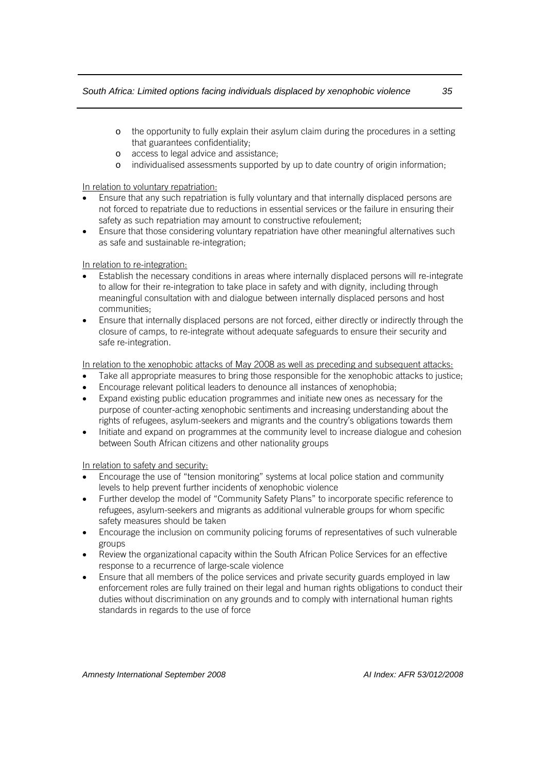- the opportunity to fully explain their asylum claim during the procedures in a setting that guarantees confidentiality;
- access to legal advice and assistance;
- individualised assessments supported by up to date country of origin information;

In relation to voluntary repatriation:

- Ensure that any such repatriation is fully voluntary and that internally displaced persons are not forced to repatriate due to reductions in essential services or the failure in ensuring their safety as such repatriation may amount to constructive refoulement;
- Ensure that those considering voluntary repatriation have other meaningful alternatives such as safe and sustainable re-integration;

In relation to re-integration:

- Establish the necessary conditions in areas where internally displaced persons will re-integrate to allow for their re-integration to take place in safety and with dignity, including through meaningful consultation with and dialogue between internally displaced persons and host communities;
- Ensure that internally displaced persons are not forced, either directly or indirectly through the closure of camps, to re-integrate without adequate safeguards to ensure their security and safe re-integration.

In relation to the xenophobic attacks of May 2008 as well as preceding and subsequent attacks:

- Take all appropriate measures to bring those responsible for the xenophobic attacks to justice;
- Encourage relevant political leaders to denounce all instances of xenophobia;
- Expand existing public education programmes and initiate new ones as necessary for the purpose of counter-acting xenophobic sentiments and increasing understanding about the rights of refugees, asylum-seekers and migrants and the country's obligations towards them
- Initiate and expand on programmes at the community level to increase dialogue and cohesion between South African citizens and other nationality groups

In relation to safety and security:

- Encourage the use of "tension monitoring" systems at local police station and community levels to help prevent further incidents of xenophobic violence
- Further develop the model of "Community Safety Plans" to incorporate specific reference to refugees, asylum-seekers and migrants as additional vulnerable groups for whom specific safety measures should be taken
- Encourage the inclusion on community policing forums of representatives of such vulnerable groups
- Review the organizational capacity within the South African Police Services for an effective response to a recurrence of large-scale violence
- Ensure that all members of the police services and private security guards employed in law enforcement roles are fully trained on their legal and human rights obligations to conduct their duties without discrimination on any grounds and to comply with international human rights standards in regards to the use of force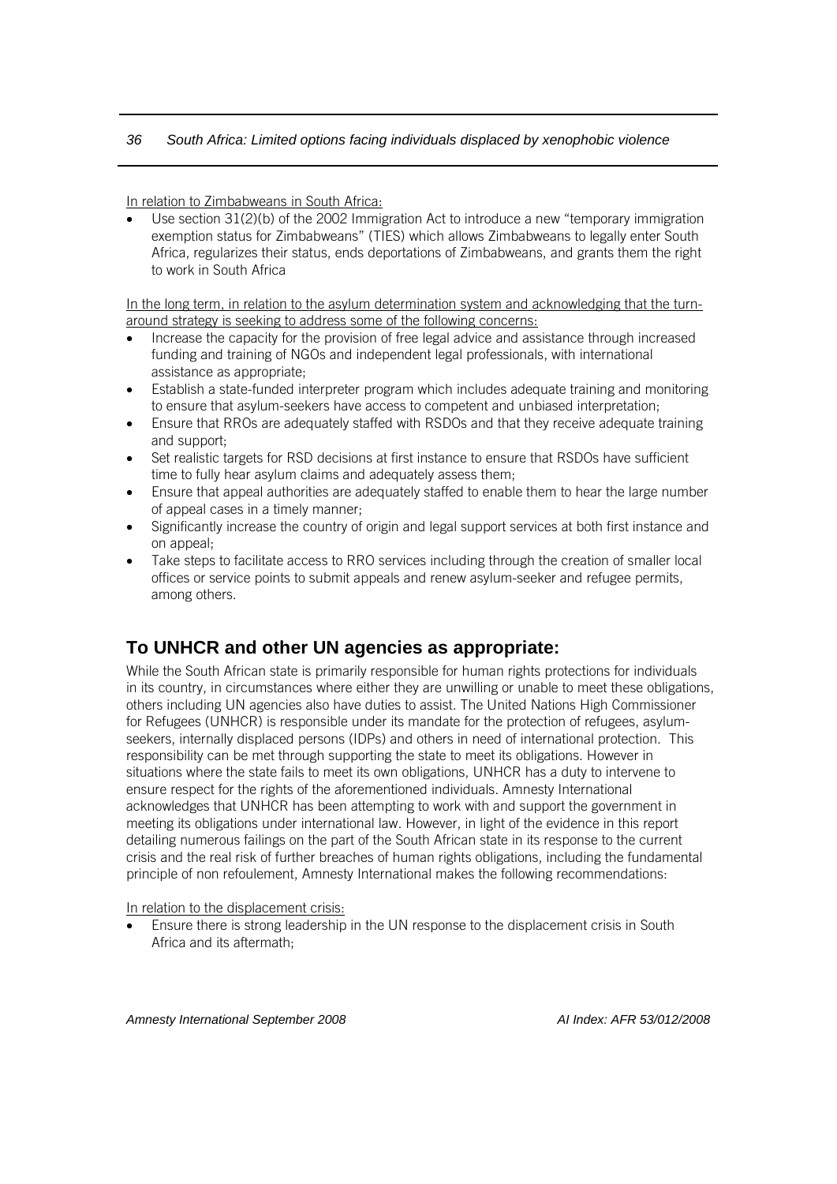<u>In relation to Zimbabweans in South Africa:</u>

- Use section 31(2)(b) of the 2002 Immigration Act to introduce a new "temporary immigration exemption status for Zimbabweans" (TIES) which allows Zimbabweans to legally enter South Africa, regularizes their status, ends deportations of Zimbabweans, and grants them the right to work in South Africa

<u>In the long term, in relation to the asylum determination system and acknowledging that the turn-around strategy is seeking to address some of the following concerns:</u>

- Increase the capacity for the provision of free legal advice and assistance through increased funding and training of NGOs and independent legal professionals, with international assistance as appropriate;
- Establish a state-funded interpreter program which includes adequate training and monitoring to ensure that asylum-seekers have access to competent and unbiased interpretation;
- Ensure that RROs are adequately staffed with RSDOs and that they receive adequate training and support;
- Set realistic targets for RSD decisions at first instance to ensure that RSDOs have sufficient time to fully hear asylum claims and adequately assess them;
- Ensure that appeal authorities are adequately staffed to enable them to hear the large number of appeal cases in a timely manner;
- Significantly increase the country of origin and legal support services at both first instance and on appeal;
- Take steps to facilitate access to RRO services including through the creation of smaller local offices or service points to submit appeals and renew asylum-seeker and refugee permits, among others.

## To UNHCR and other UN agencies as appropriate:

While the South African state is primarily responsible for human rights protections for individuals in its country, in circumstances where either they are unwilling or unable to meet these obligations, others including UN agencies also have duties to assist. The United Nations High Commissioner for Refugees (UNHCR) is responsible under its mandate for the protection of refugees, asylum-seekers, internally displaced persons (IDPs) and others in need of international protection. This responsibility can be met through supporting the state to meet its obligations. However in situations where the state fails to meet its own obligations, UNHCR has a duty to intervene to ensure respect for the rights of the aforementioned individuals. Amnesty International acknowledges that UNHCR has been attempting to work with and support the government in meeting its obligations under international law. However, in light of the evidence in this report detailing numerous failings on the part of the South African state in its response to the current crisis and the real risk of further breaches of human rights obligations, including the fundamental principle of non refoulement, Amnesty International makes the following recommendations:

<u>In relation to the displacement crisis:</u>

- Ensure there is strong leadership in the UN response to the displacement crisis in South Africa and its aftermath;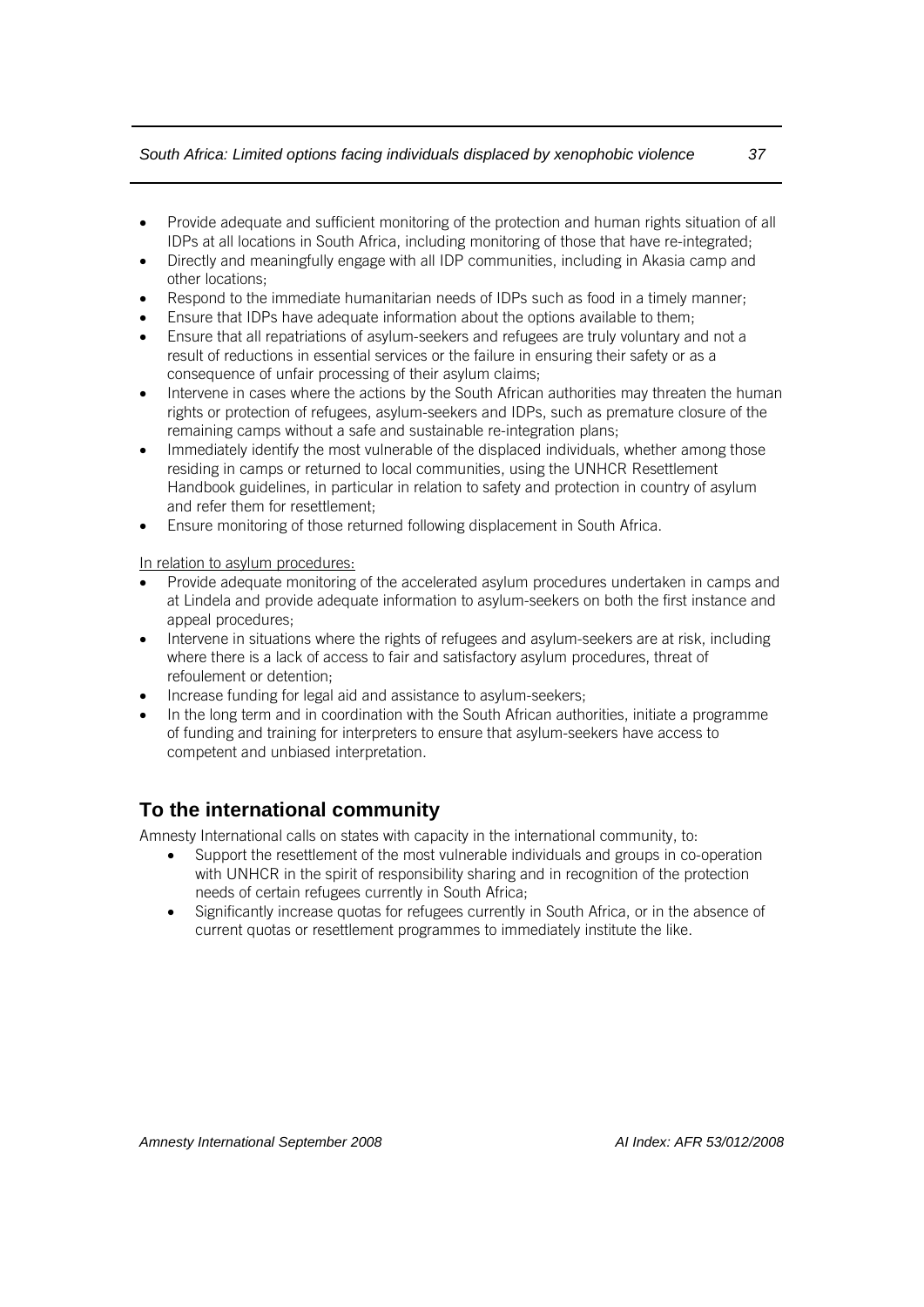- Provide adequate and sufficient monitoring of the protection and human rights situation of all IDPs at all locations in South Africa, including monitoring of those that have re-integrated;
- Directly and meaningfully engage with all IDP communities, including in Akasia camp and other locations;
- Respond to the immediate humanitarian needs of IDPs such as food in a timely manner;
- Ensure that IDPs have adequate information about the options available to them;
- Ensure that all repatriations of asylum-seekers and refugees are truly voluntary and not a result of reductions in essential services or the failure in ensuring their safety or as a consequence of unfair processing of their asylum claims;
- Intervene in cases where the actions by the South African authorities may threaten the human rights or protection of refugees, asylum-seekers and IDPs, such as premature closure of the remaining camps without a safe and sustainable re-integration plans;
- Immediately identify the most vulnerable of the displaced individuals, whether among those residing in camps or returned to local communities, using the UNHCR Resettlement Handbook guidelines, in particular in relation to safety and protection in country of asylum and refer them for resettlement;
- Ensure monitoring of those returned following displacement in South Africa.

In relation to asylum procedures:

- Provide adequate monitoring of the accelerated asylum procedures undertaken in camps and at Lindela and provide adequate information to asylum-seekers on both the first instance and appeal procedures;
- Intervene in situations where the rights of refugees and asylum-seekers are at risk, including where there is a lack of access to fair and satisfactory asylum procedures, threat of refoulement or detention;
- Increase funding for legal aid and assistance to asylum-seekers;
- In the long term and in coordination with the South African authorities, initiate a programme of funding and training for interpreters to ensure that asylum-seekers have access to competent and unbiased interpretation.

## To the international community

Amnesty International calls on states with capacity in the international community, to:

- Support the resettlement of the most vulnerable individuals and groups in co-operation with UNHCR in the spirit of responsibility sharing and in recognition of the protection needs of certain refugees currently in South Africa;
- Significantly increase quotas for refugees currently in South Africa, or in the absence of current quotas or resettlement programmes to immediately institute the like.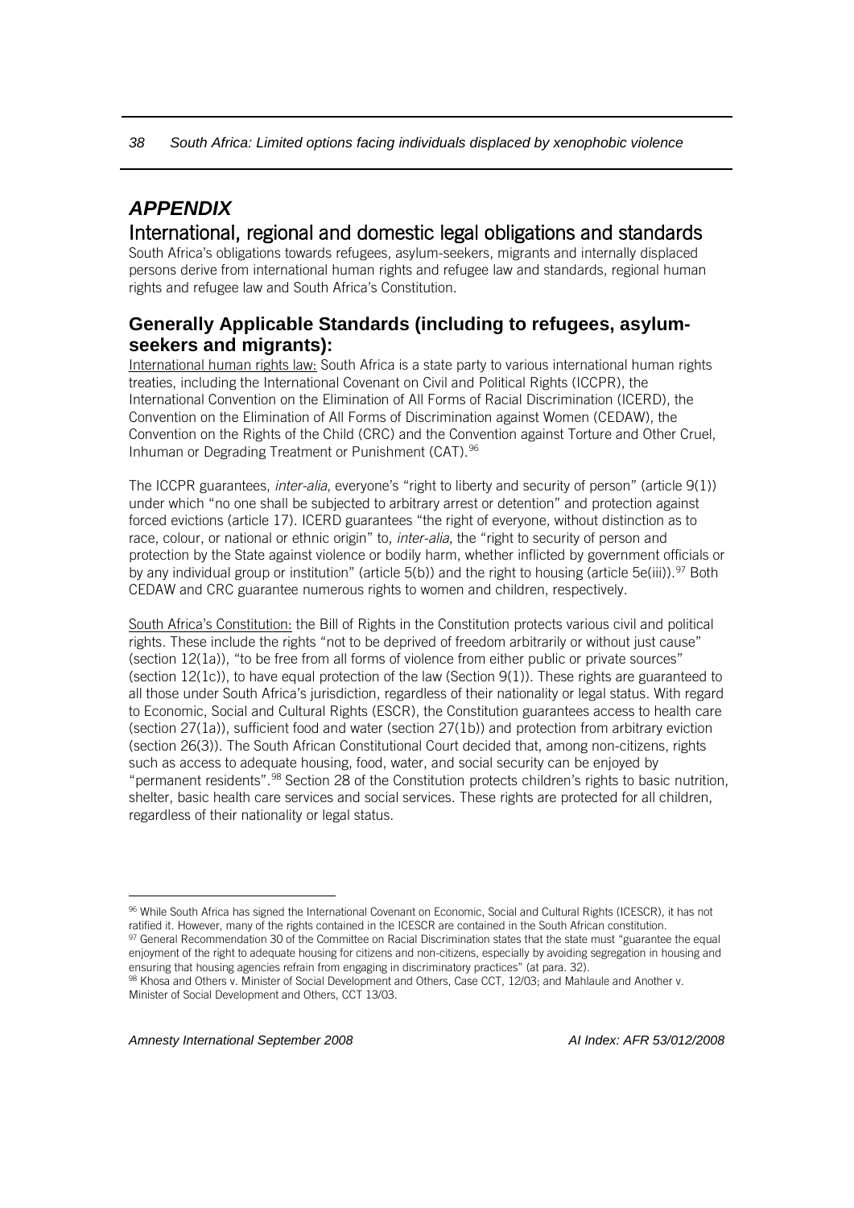# *APPENDIX*

## International, regional and domestic legal obligations and standards

South Africa's obligations towards refugees, asylum-seekers, migrants and internally displaced persons derive from international human rights and refugee law and standards, regional human rights and refugee law and South Africa's Constitution.

### Generally Applicable Standards (including to refugees, asylum-seekers and migrants):

International human rights law: South Africa is a state party to various international human rights treaties, including the International Covenant on Civil and Political Rights (ICCPR), the International Convention on the Elimination of All Forms of Racial Discrimination (ICERD), the Convention on the Elimination of All Forms of Discrimination against Women (CEDAW), the Convention on the Rights of the Child (CRC) and the Convention against Torture and Other Cruel, Inhuman or Degrading Treatment or Punishment (CAT).[96]

The ICCPR guarantees, *inter-alia*, everyone's "right to liberty and security of person" (article 9(1)) under which "no one shall be subjected to arbitrary arrest or detention" and protection against forced evictions (article 17). ICERD guarantees "the right of everyone, without distinction as to race, colour, or national or ethnic origin" to, *inter-alia*, the "right to security of person and protection by the State against violence or bodily harm, whether inflicted by government officials or by any individual group or institution" (article 5(b)) and the right to housing (article 5e(iii)).[97] Both CEDAW and CRC guarantee numerous rights to women and children, respectively.

South Africa's Constitution: the Bill of Rights in the Constitution protects various civil and political rights. These include the rights "not to be deprived of freedom arbitrarily or without just cause" (section 12(1a)), "to be free from all forms of violence from either public or private sources" (section 12(1c)), to have equal protection of the law (Section 9(1)). These rights are guaranteed to all those under South Africa's jurisdiction, regardless of their nationality or legal status. With regard to Economic, Social and Cultural Rights (ESCR), the Constitution guarantees access to health care (section 27(1a)), sufficient food and water (section 27(1b)) and protection from arbitrary eviction (section 26(3)). The South African Constitutional Court decided that, among non-citizens, rights such as access to adequate housing, food, water, and social security can be enjoyed by "permanent residents".[98] Section 28 of the Constitution protects children's rights to basic nutrition, shelter, basic health care services and social services. These rights are protected for all children, regardless of their nationality or legal status.

---

[96] While South Africa has signed the International Covenant on Economic, Social and Cultural Rights (ICESCR), it has not ratified it. However, many of the rights contained in the ICESCR are contained in the South African constitution.

[97] General Recommendation 30 of the Committee on Racial Discrimination states that the state must "guarantee the equal enjoyment of the right to adequate housing for citizens and non-citizens, especially by avoiding segregation in housing and ensuring that housing agencies refrain from engaging in discriminatory practices" (at para. 32).

[98] Khosa and Others v. Minister of Social Development and Others, Case CCT, 12/03; and Mahlaule and Another v. Minister of Social Development and Others, CCT 13/03.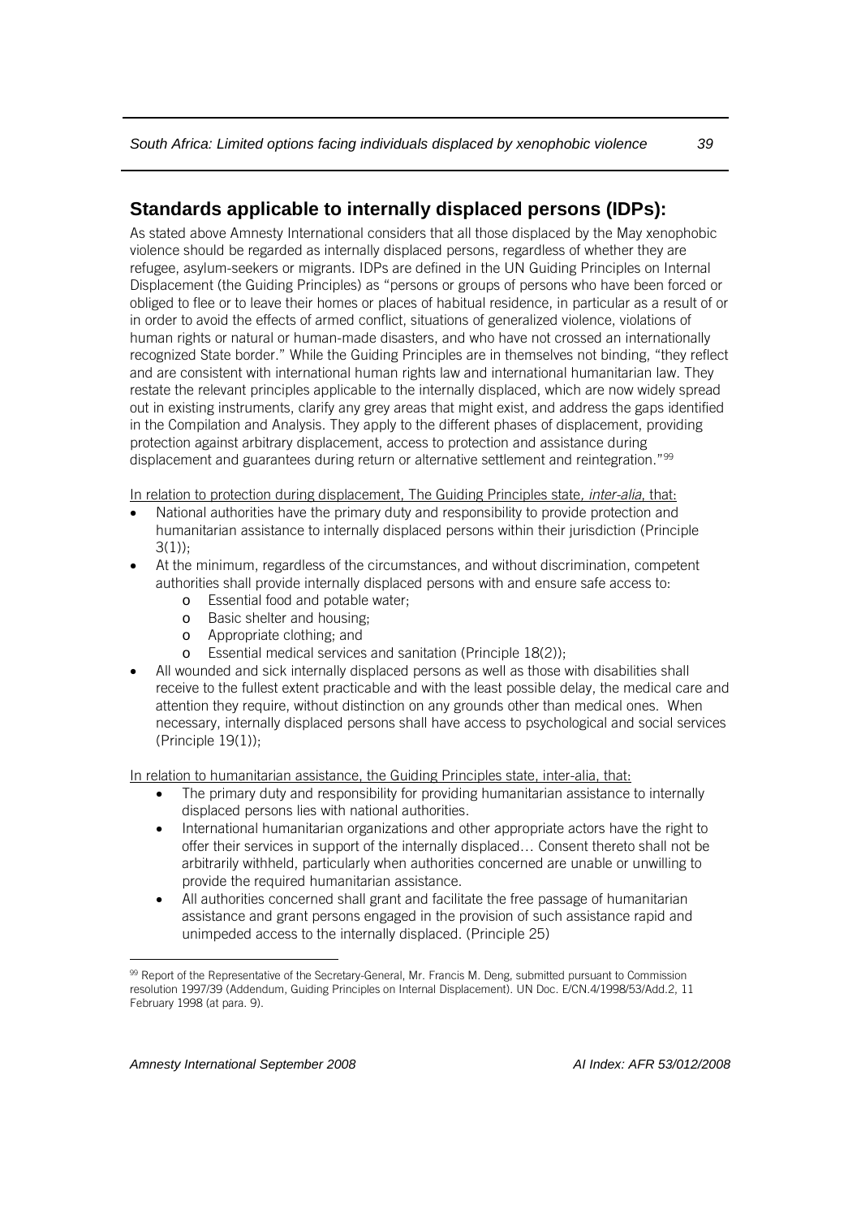## Standards applicable to internally displaced persons (IDPs):

As stated above Amnesty International considers that all those displaced by the May xenophobic violence should be regarded as internally displaced persons, regardless of whether they are refugee, asylum-seekers or migrants. IDPs are defined in the UN Guiding Principles on Internal Displacement (the Guiding Principles) as "persons or groups of persons who have been forced or obliged to flee or to leave their homes or places of habitual residence, in particular as a result of or in order to avoid the effects of armed conflict, situations of generalized violence, violations of human rights or natural or human-made disasters, and who have not crossed an internationally recognized State border." While the Guiding Principles are in themselves not binding, "they reflect and are consistent with international human rights law and international humanitarian law. They restate the relevant principles applicable to the internally displaced, which are now widely spread out in existing instruments, clarify any grey areas that might exist, and address the gaps identified in the Compilation and Analysis. They apply to the different phases of displacement, providing protection against arbitrary displacement, access to protection and assistance during displacement and guarantees during return or alternative settlement and reintegration."[99]

In relation to protection during displacement, The Guiding Principles state*, inter-alia*, that:

- National authorities have the primary duty and responsibility to provide protection and humanitarian assistance to internally displaced persons within their jurisdiction (Principle 3(1));
- At the minimum, regardless of the circumstances, and without discrimination, competent authorities shall provide internally displaced persons with and ensure safe access to:
  - Essential food and potable water;
  - Basic shelter and housing;
  - Appropriate clothing; and
  - Essential medical services and sanitation (Principle 18(2));
- All wounded and sick internally displaced persons as well as those with disabilities shall receive to the fullest extent practicable and with the least possible delay, the medical care and attention they require, without distinction on any grounds other than medical ones. When necessary, internally displaced persons shall have access to psychological and social services (Principle 19(1));

In relation to humanitarian assistance, the Guiding Principles state, inter-alia, that:

- The primary duty and responsibility for providing humanitarian assistance to internally displaced persons lies with national authorities.
- International humanitarian organizations and other appropriate actors have the right to offer their services in support of the internally displaced… Consent thereto shall not be arbitrarily withheld, particularly when authorities concerned are unable or unwilling to provide the required humanitarian assistance.
- All authorities concerned shall grant and facilitate the free passage of humanitarian assistance and grant persons engaged in the provision of such assistance rapid and unimpeded access to the internally displaced. (Principle 25)

[99] Report of the Representative of the Secretary-General, Mr. Francis M. Deng, submitted pursuant to Commission resolution 1997/39 (Addendum, Guiding Principles on Internal Displacement). UN Doc. E/CN.4/1998/53/Add.2, 11 February 1998 (at para. 9).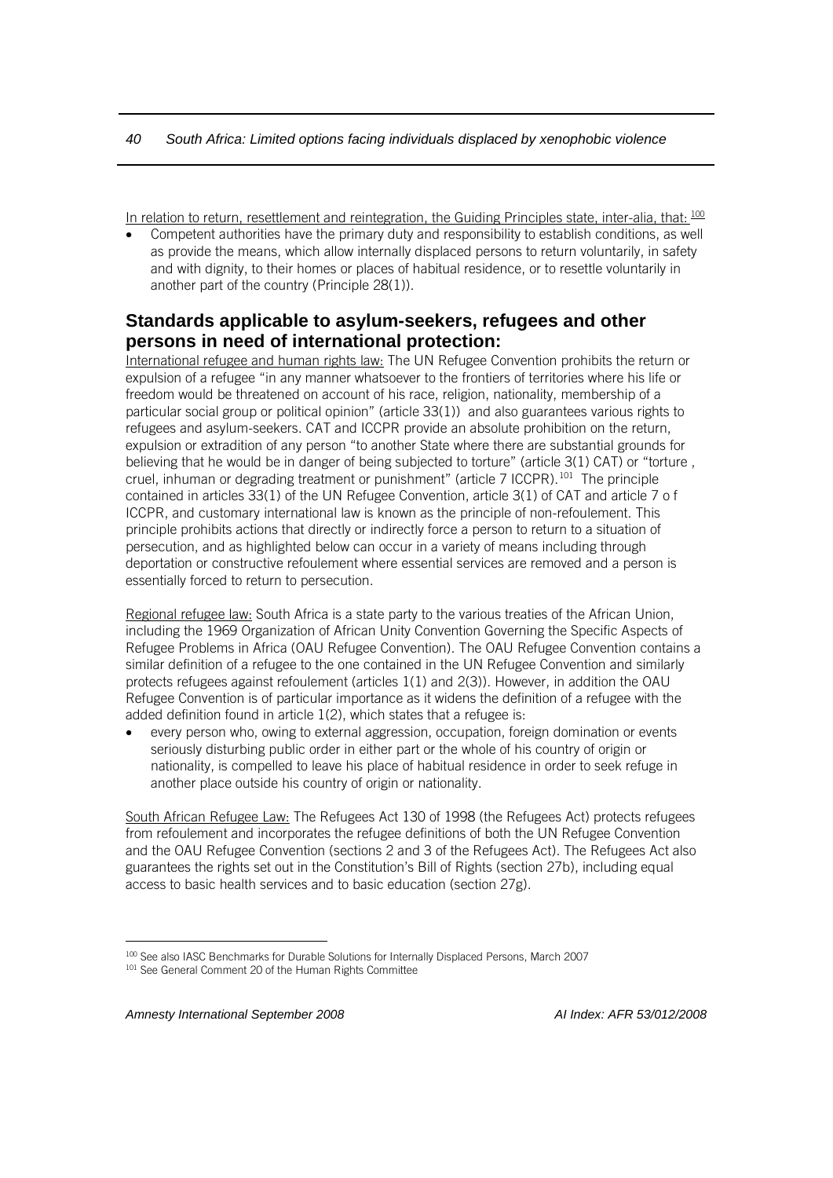In relation to return, resettlement and reintegration, the Guiding Principles state, inter-alia, that: [100]

- Competent authorities have the primary duty and responsibility to establish conditions, as well as provide the means, which allow internally displaced persons to return voluntarily, in safety and with dignity, to their homes or places of habitual residence, or to resettle voluntarily in another part of the country (Principle 28(1)).

## Standards applicable to asylum-seekers, refugees and other persons in need of international protection:

International refugee and human rights law: The UN Refugee Convention prohibits the return or expulsion of a refugee "in any manner whatsoever to the frontiers of territories where his life or freedom would be threatened on account of his race, religion, nationality, membership of a particular social group or political opinion" (article 33(1)) and also guarantees various rights to refugees and asylum-seekers. CAT and ICCPR provide an absolute prohibition on the return, expulsion or extradition of any person "to another State where there are substantial grounds for believing that he would be in danger of being subjected to torture" (article 3(1) CAT) or "torture , cruel, inhuman or degrading treatment or punishment" (article 7 ICCPR).[101] The principle contained in articles 33(1) of the UN Refugee Convention, article 3(1) of CAT and article 7 o f ICCPR, and customary international law is known as the principle of non-refoulement. This principle prohibits actions that directly or indirectly force a person to return to a situation of persecution, and as highlighted below can occur in a variety of means including through deportation or constructive refoulement where essential services are removed and a person is essentially forced to return to persecution.

Regional refugee law: South Africa is a state party to the various treaties of the African Union, including the 1969 Organization of African Unity Convention Governing the Specific Aspects of Refugee Problems in Africa (OAU Refugee Convention). The OAU Refugee Convention contains a similar definition of a refugee to the one contained in the UN Refugee Convention and similarly protects refugees against refoulement (articles 1(1) and 2(3)). However, in addition the OAU Refugee Convention is of particular importance as it widens the definition of a refugee with the added definition found in article 1(2), which states that a refugee is:

- every person who, owing to external aggression, occupation, foreign domination or events seriously disturbing public order in either part or the whole of his country of origin or nationality, is compelled to leave his place of habitual residence in order to seek refuge in another place outside his country of origin or nationality.

South African Refugee Law: The Refugees Act 130 of 1998 (the Refugees Act) protects refugees from refoulement and incorporates the refugee definitions of both the UN Refugee Convention and the OAU Refugee Convention (sections 2 and 3 of the Refugees Act). The Refugees Act also guarantees the rights set out in the Constitution's Bill of Rights (section 27b), including equal access to basic health services and to basic education (section 27g).

[100] See also IASC Benchmarks for Durable Solutions for Internally Displaced Persons, March 2007

[101] See General Comment 20 of the Human Rights Committee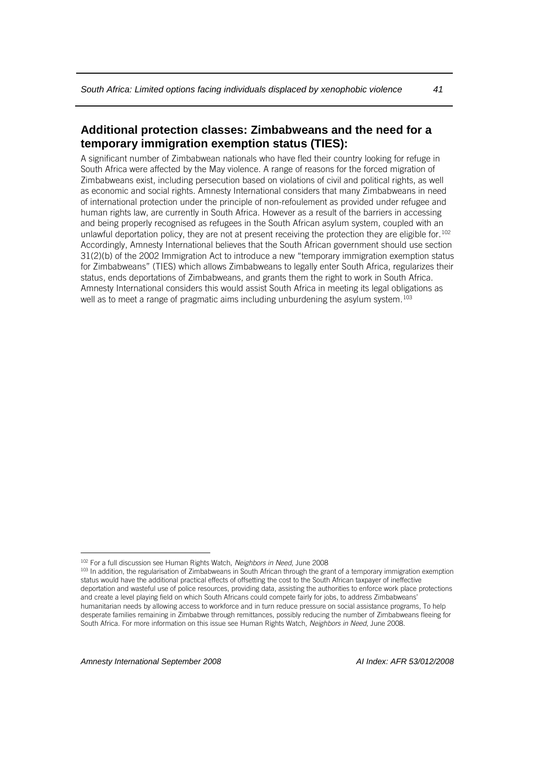## Additional protection classes: Zimbabweans and the need for a temporary immigration exemption status (TIES):

A significant number of Zimbabwean nationals who have fled their country looking for refuge in South Africa were affected by the May violence. A range of reasons for the forced migration of Zimbabweans exist, including persecution based on violations of civil and political rights, as well as economic and social rights. Amnesty International considers that many Zimbabweans in need of international protection under the principle of non-refoulement as provided under refugee and human rights law, are currently in South Africa. However as a result of the barriers in accessing and being properly recognised as refugees in the South African asylum system, coupled with an unlawful deportation policy, they are not at present receiving the protection they are eligible for.[102] Accordingly, Amnesty International believes that the South African government should use section 31(2)(b) of the 2002 Immigration Act to introduce a new "temporary immigration exemption status for Zimbabweans" (TIES) which allows Zimbabweans to legally enter South Africa, regularizes their status, ends deportations of Zimbabweans, and grants them the right to work in South Africa. Amnesty International considers this would assist South Africa in meeting its legal obligations as well as to meet a range of pragmatic aims including unburdening the asylum system.[103]

---

[102] For a full discussion see Human Rights Watch, *Neighbors in Need*, June 2008

[103] In addition, the regularisation of Zimbabweans in South African through the grant of a temporary immigration exemption status would have the additional practical effects of offsetting the cost to the South African taxpayer of ineffective deportation and wasteful use of police resources, providing data, assisting the authorities to enforce work place protections and create a level playing field on which South Africans could compete fairly for jobs, to address Zimbabweans' humanitarian needs by allowing access to workforce and in turn reduce pressure on social assistance programs, To help desperate families remaining in Zimbabwe through remittances, possibly reducing the number of Zimbabweans fleeing for South Africa. For more information on this issue see Human Rights Watch, *Neighbors in Need*, June 2008.